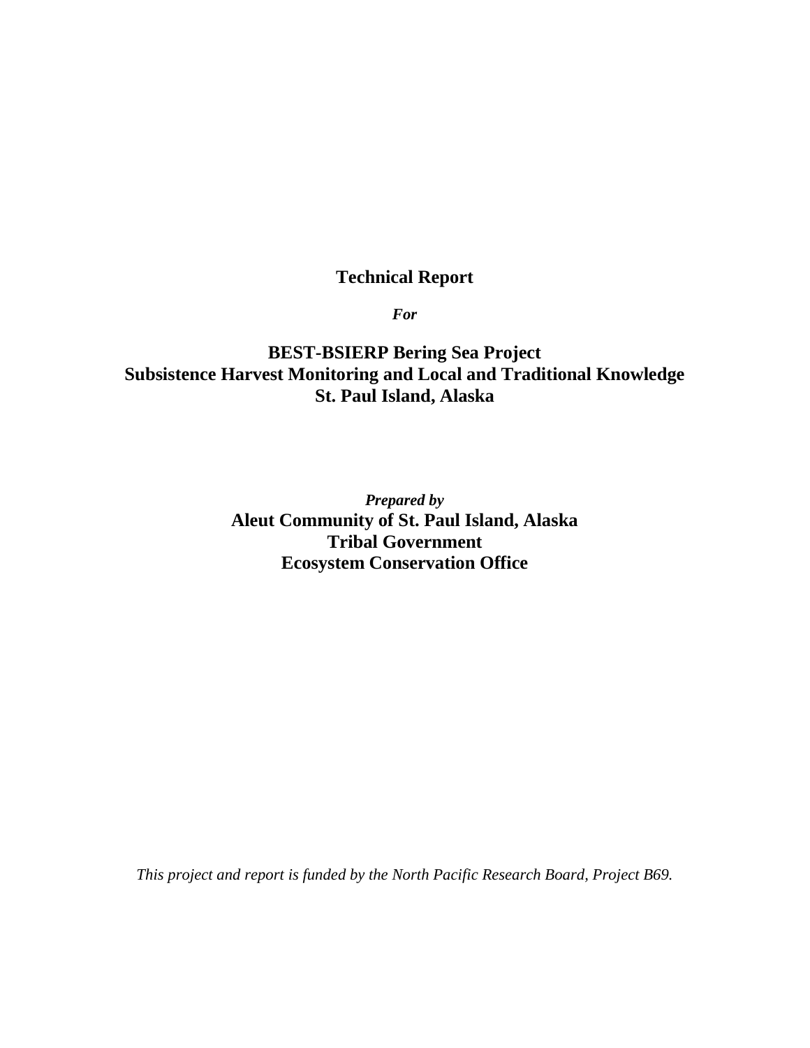# Technical Report

***For***

## BEST-BSIERP Bering Sea Project
## Subsistence Harvest Monitoring and Local and Traditional Knowledge
## St. Paul Island, Alaska

***Prepared by***

**Aleut Community of St. Paul Island, Alaska**
**Tribal Government**
**Ecosystem Conservation Office**

*This project and report is funded by the North Pacific Research Board, Project B69.*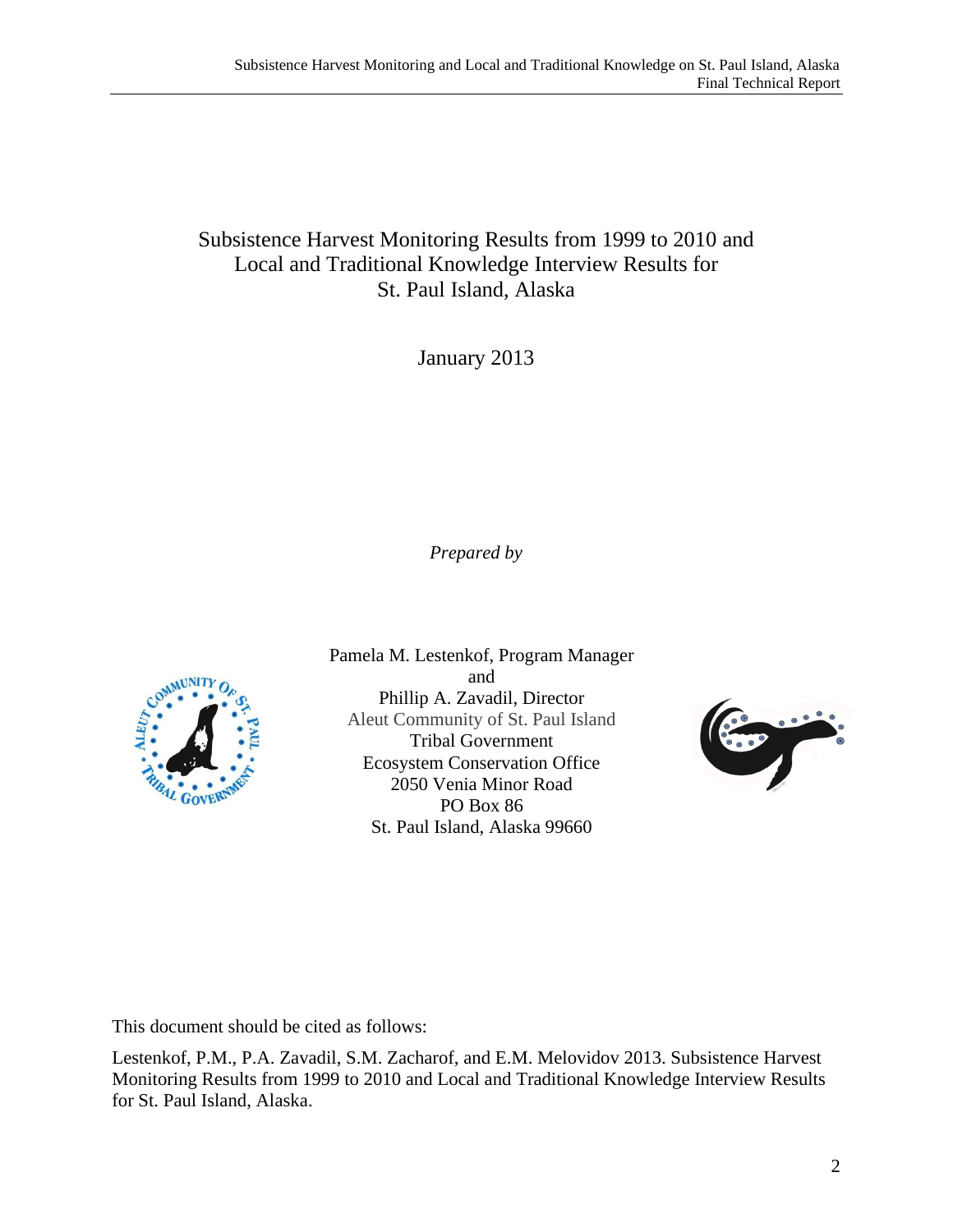# Subsistence Harvest Monitoring Results from 1999 to 2010 and Local and Traditional Knowledge Interview Results for St. Paul Island, Alaska

January 2013

*Prepared by*

Pamela M. Lestenkof, Program Manager
and
Phillip A. Zavadil, Director
Aleut Community of St. Paul Island
Tribal Government
Ecosystem Conservation Office
2050 Venia Minor Road
PO Box 86
St. Paul Island, Alaska 99660

This document should be cited as follows:

Lestenkof, P.M., P.A. Zavadil, S.M. Zacharof, and E.M. Melovidov 2013. Subsistence Harvest Monitoring Results from 1999 to 2010 and Local and Traditional Knowledge Interview Results for St. Paul Island, Alaska.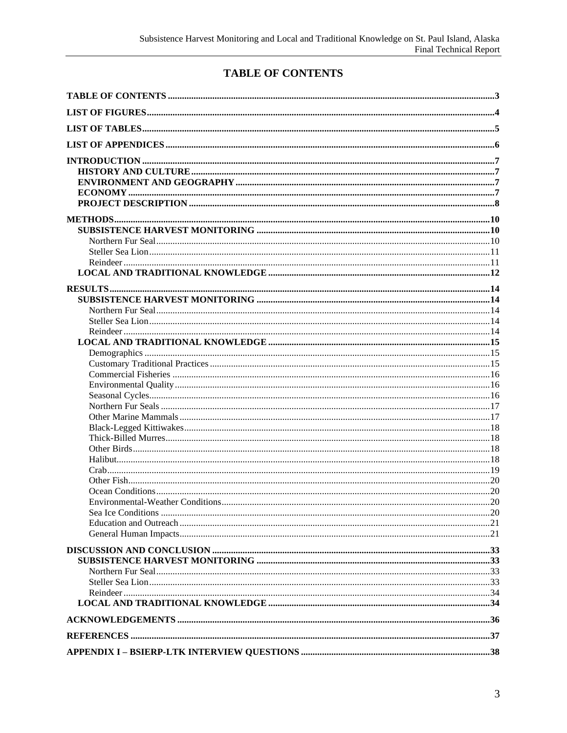# TABLE OF CONTENTS

**TABLE OF CONTENTS** .......... 3

**LIST OF FIGURES** .......... 4

**LIST OF TABLES** .......... 5

**LIST OF APPENDICES** .......... 6

**INTRODUCTION** .......... 7
- **HISTORY AND CULTURE** .......... 7
- **ENVIRONMENT AND GEOGRAPHY** .......... 7
- **ECONOMY** .......... 7
- **PROJECT DESCRIPTION** .......... 8

**METHODS** .......... 10
- **SUBSISTENCE HARVEST MONITORING** .......... 10
  - Northern Fur Seal .......... 10
  - Steller Sea Lion .......... 11
  - Reindeer .......... 11
- **LOCAL AND TRADITIONAL KNOWLEDGE** .......... 12

**RESULTS** .......... 14
- **SUBSISTENCE HARVEST MONITORING** .......... 14
  - Northern Fur Seal .......... 14
  - Steller Sea Lion .......... 14
  - Reindeer .......... 14
- **LOCAL AND TRADITIONAL KNOWLEDGE** .......... 15
  - Demographics .......... 15
  - Customary Traditional Practices .......... 15
  - Commercial Fisheries .......... 16
  - Environmental Quality .......... 16
  - Seasonal Cycles .......... 16
  - Northern Fur Seals .......... 17
  - Other Marine Mammals .......... 17
  - Black-Legged Kittiwakes .......... 18
  - Thick-Billed Murres .......... 18
  - Other Birds .......... 18
  - Halibut .......... 18
  - Crab .......... 19
  - Other Fish .......... 20
  - Ocean Conditions .......... 20
  - Environmental-Weather Conditions .......... 20
  - Sea Ice Conditions .......... 20
  - Education and Outreach .......... 21
  - General Human Impacts .......... 21

**DISCUSSION AND CONCLUSION** .......... 33
- **SUBSISTENCE HARVEST MONITORING** .......... 33
  - Northern Fur Seal .......... 33
  - Steller Sea Lion .......... 33
  - Reindeer .......... 34
- **LOCAL AND TRADITIONAL KNOWLEDGE** .......... 34

**ACKNOWLEDGEMENTS** .......... 36

**REFERENCES** .......... 37

**APPENDIX I – BSIERP-LTK INTERVIEW QUESTIONS** .......... 38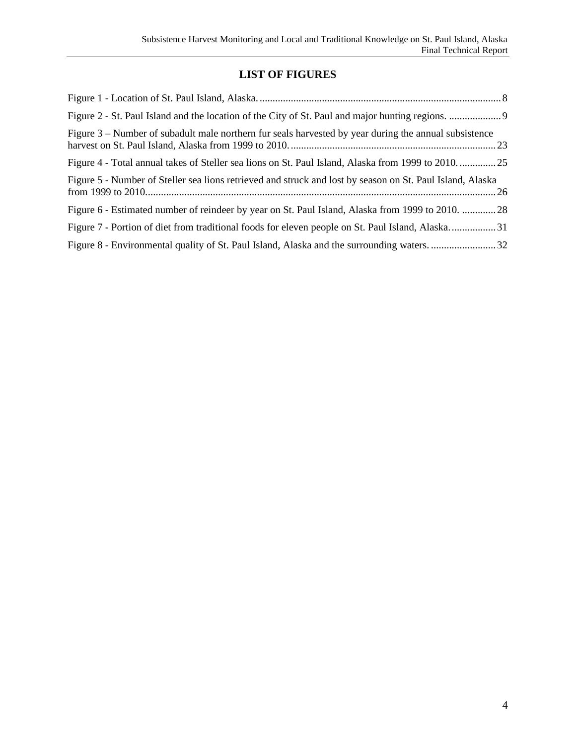# LIST OF FIGURES

Figure 1 - Location of St. Paul Island, Alaska. ... 8

Figure 2 - St. Paul Island and the location of the City of St. Paul and major hunting regions. ... 9

Figure 3 – Number of subadult male northern fur seals harvested by year during the annual subsistence harvest on St. Paul Island, Alaska from 1999 to 2010. ... 23

Figure 4 - Total annual takes of Steller sea lions on St. Paul Island, Alaska from 1999 to 2010. ... 25

Figure 5 - Number of Steller sea lions retrieved and struck and lost by season on St. Paul Island, Alaska from 1999 to 2010. ... 26

Figure 6 - Estimated number of reindeer by year on St. Paul Island, Alaska from 1999 to 2010. ... 28

Figure 7 - Portion of diet from traditional foods for eleven people on St. Paul Island, Alaska. ... 31

Figure 8 - Environmental quality of St. Paul Island, Alaska and the surrounding waters. ... 32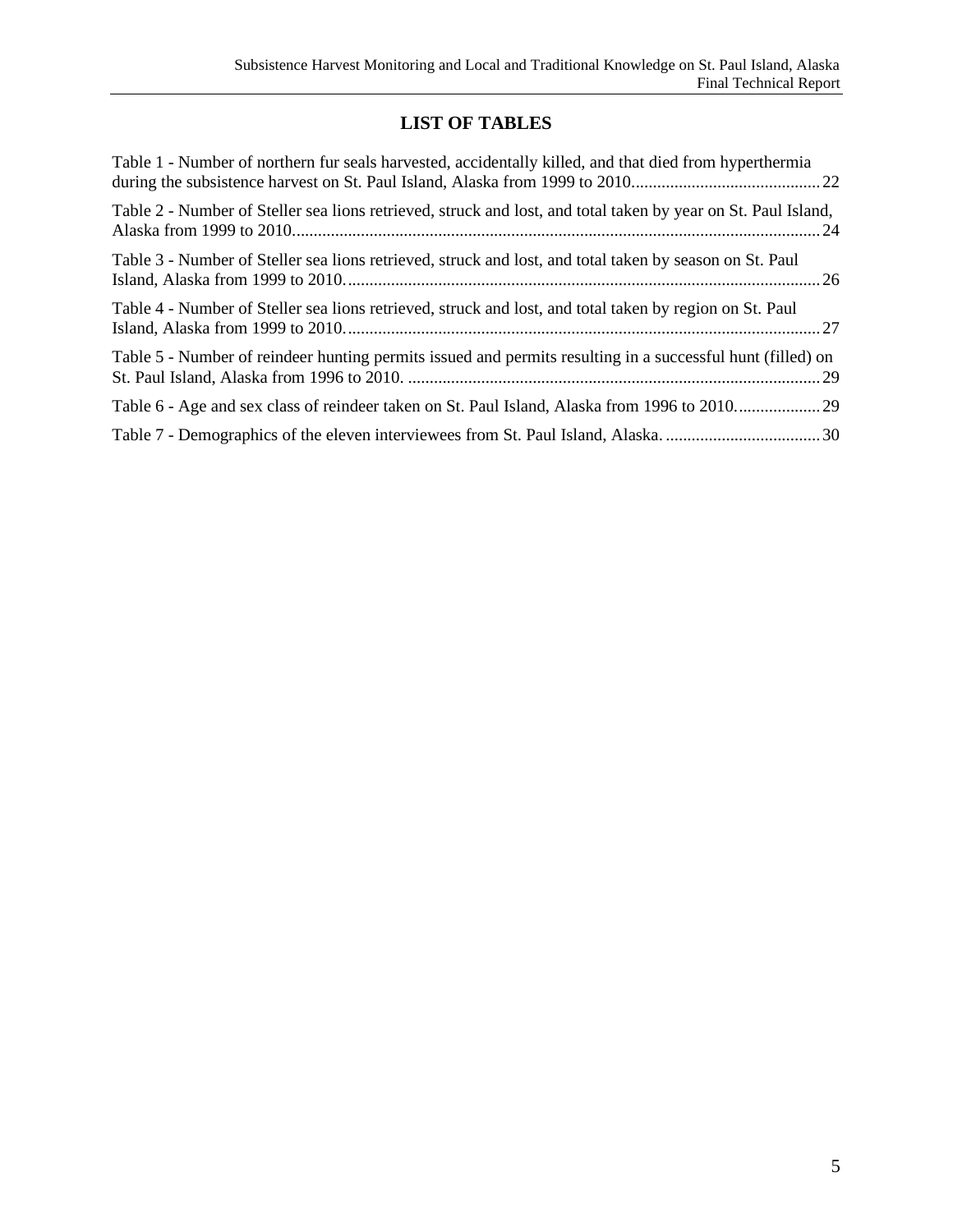# LIST OF TABLES

Table 1 - Number of northern fur seals harvested, accidentally killed, and that died from hyperthermia during the subsistence harvest on St. Paul Island, Alaska from 1999 to 2010 ........................................... 22

Table 2 - Number of Steller sea lions retrieved, struck and lost, and total taken by year on St. Paul Island, Alaska from 1999 to 2010 ........................................................................................................ 24

Table 3 - Number of Steller sea lions retrieved, struck and lost, and total taken by season on St. Paul Island, Alaska from 1999 to 2010. ............................................................................................. 26

Table 4 - Number of Steller sea lions retrieved, struck and lost, and total taken by region on St. Paul Island, Alaska from 1999 to 2010. ............................................................................................. 27

Table 5 - Number of reindeer hunting permits issued and permits resulting in a successful hunt (filled) on St. Paul Island, Alaska from 1996 to 2010. .............................................................................. 29

Table 6 - Age and sex class of reindeer taken on St. Paul Island, Alaska from 1996 to 2010. ................... 29

Table 7 - Demographics of the eleven interviewees from St. Paul Island, Alaska. .................................... 30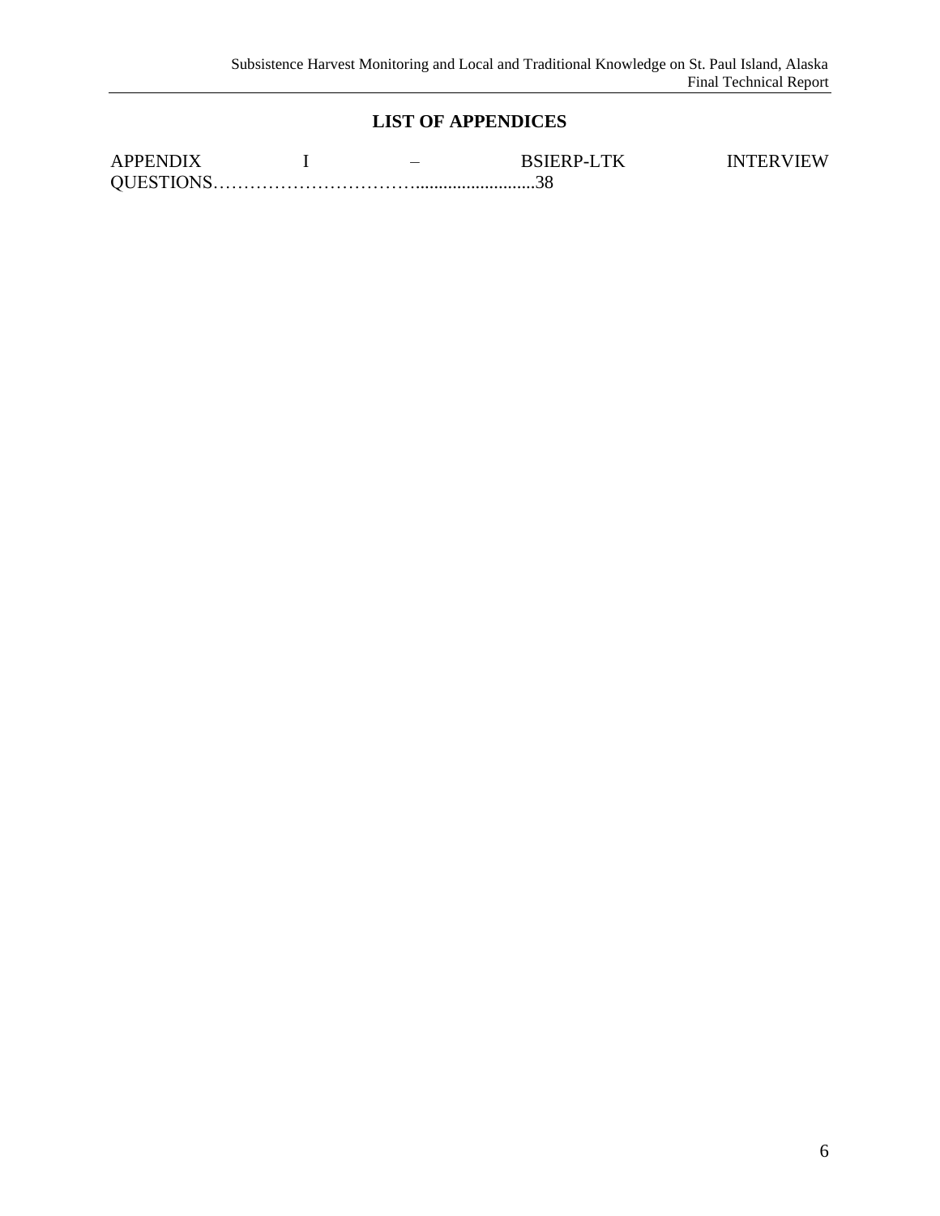## LIST OF APPENDICES

APPENDIX I – BSIERP-LTK INTERVIEW QUESTIONS…………………………….........................38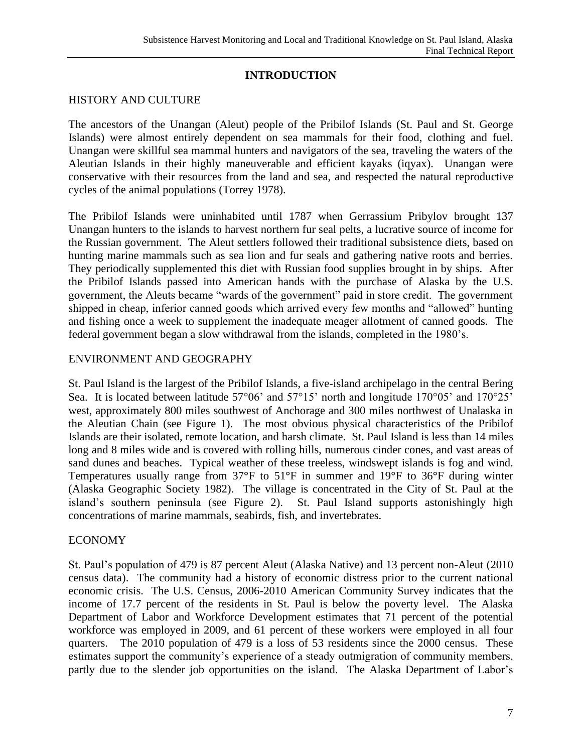# INTRODUCTION

## HISTORY AND CULTURE

The ancestors of the Unangan (Aleut) people of the Pribilof Islands (St. Paul and St. George Islands) were almost entirely dependent on sea mammals for their food, clothing and fuel. Unangan were skillful sea mammal hunters and navigators of the sea, traveling the waters of the Aleutian Islands in their highly maneuverable and efficient kayaks (iqyax). Unangan were conservative with their resources from the land and sea, and respected the natural reproductive cycles of the animal populations (Torrey 1978).

The Pribilof Islands were uninhabited until 1787 when Gerrassium Pribylov brought 137 Unangan hunters to the islands to harvest northern fur seal pelts, a lucrative source of income for the Russian government. The Aleut settlers followed their traditional subsistence diets, based on hunting marine mammals such as sea lion and fur seals and gathering native roots and berries. They periodically supplemented this diet with Russian food supplies brought in by ships. After the Pribilof Islands passed into American hands with the purchase of Alaska by the U.S. government, the Aleuts became "wards of the government" paid in store credit. The government shipped in cheap, inferior canned goods which arrived every few months and "allowed" hunting and fishing once a week to supplement the inadequate meager allotment of canned goods. The federal government began a slow withdrawal from the islands, completed in the 1980's.

## ENVIRONMENT AND GEOGRAPHY

St. Paul Island is the largest of the Pribilof Islands, a five-island archipelago in the central Bering Sea. It is located between latitude 57°06' and 57°15' north and longitude 170°05' and 170°25' west, approximately 800 miles southwest of Anchorage and 300 miles northwest of Unalaska in the Aleutian Chain (see Figure 1). The most obvious physical characteristics of the Pribilof Islands are their isolated, remote location, and harsh climate. St. Paul Island is less than 14 miles long and 8 miles wide and is covered with rolling hills, numerous cinder cones, and vast areas of sand dunes and beaches. Typical weather of these treeless, windswept islands is fog and wind. Temperatures usually range from 37°F to 51°F in summer and 19°F to 36°F during winter (Alaska Geographic Society 1982). The village is concentrated in the City of St. Paul at the island's southern peninsula (see Figure 2). St. Paul Island supports astonishingly high concentrations of marine mammals, seabirds, fish, and invertebrates.

## ECONOMY

St. Paul's population of 479 is 87 percent Aleut (Alaska Native) and 13 percent non-Aleut (2010 census data). The community had a history of economic distress prior to the current national economic crisis. The U.S. Census, 2006-2010 American Community Survey indicates that the income of 17.7 percent of the residents in St. Paul is below the poverty level. The Alaska Department of Labor and Workforce Development estimates that 71 percent of the potential workforce was employed in 2009, and 61 percent of these workers were employed in all four quarters. The 2010 population of 479 is a loss of 53 residents since the 2000 census. These estimates support the community's experience of a steady outmigration of community members, partly due to the slender job opportunities on the island. The Alaska Department of Labor's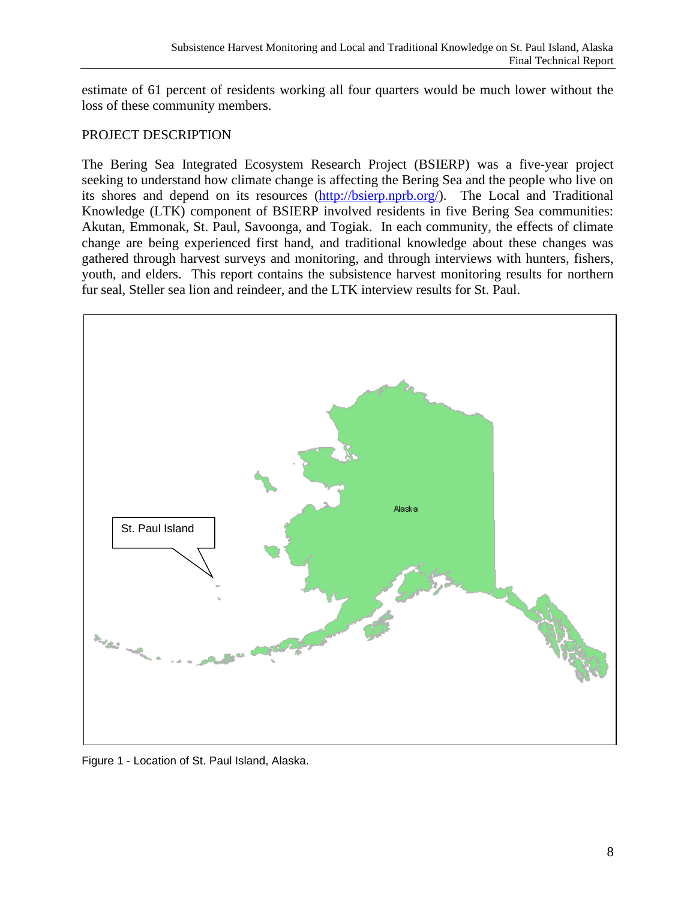estimate of 61 percent of residents working all four quarters would be much lower without the loss of these community members.

## PROJECT DESCRIPTION

The Bering Sea Integrated Ecosystem Research Project (BSIERP) was a five-year project seeking to understand how climate change is affecting the Bering Sea and the people who live on its shores and depend on its resources (http://bsierp.nprb.org/). The Local and Traditional Knowledge (LTK) component of BSIERP involved residents in five Bering Sea communities: Akutan, Emmonak, St. Paul, Savoonga, and Togiak. In each community, the effects of climate change are being experienced first hand, and traditional knowledge about these changes was gathered through harvest surveys and monitoring, and through interviews with hunters, fishers, youth, and elders. This report contains the subsistence harvest monitoring results for northern fur seal, Steller sea lion and reindeer, and the LTK interview results for St. Paul.

Figure 1 - Location of St. Paul Island, Alaska.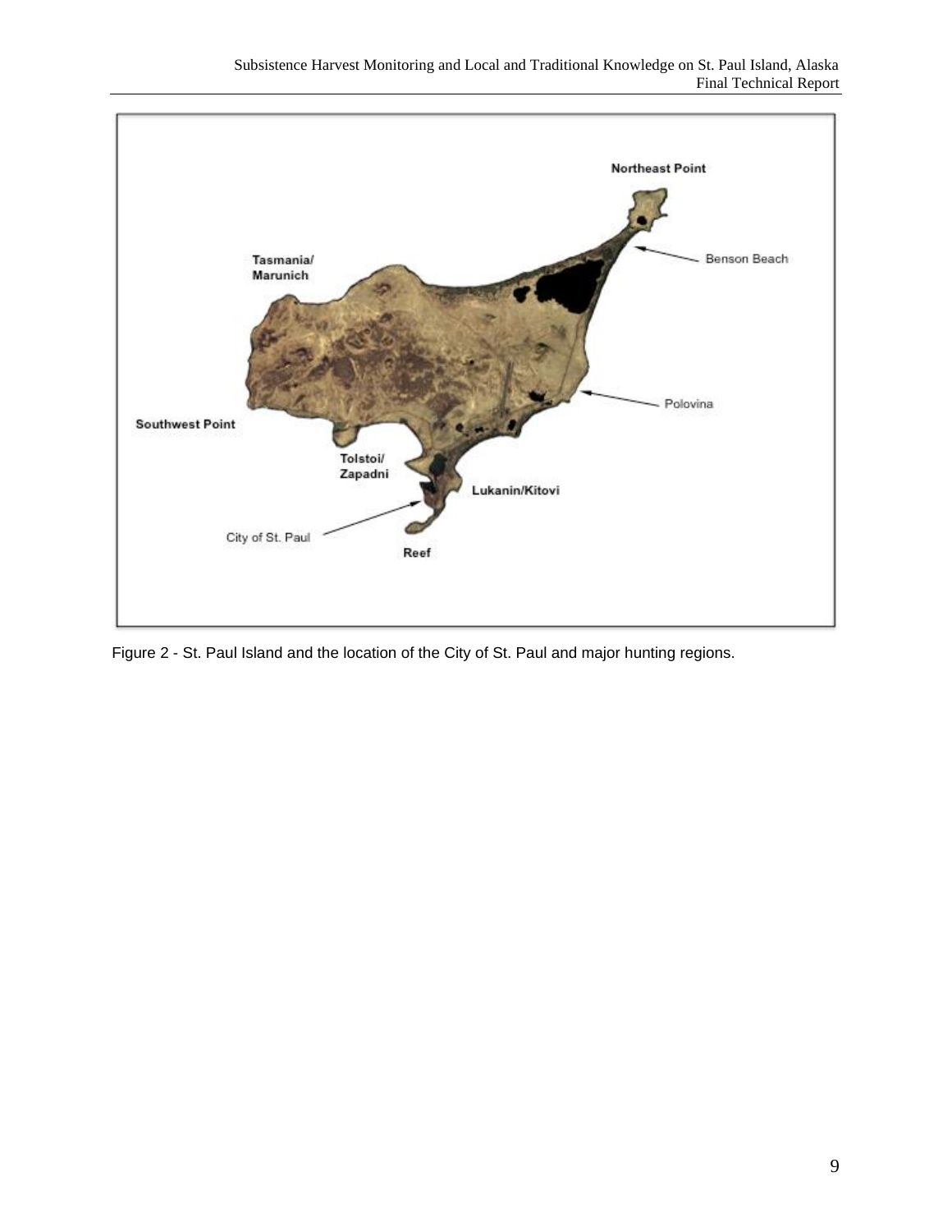Figure 2 - St. Paul Island and the location of the City of St. Paul and major hunting regions.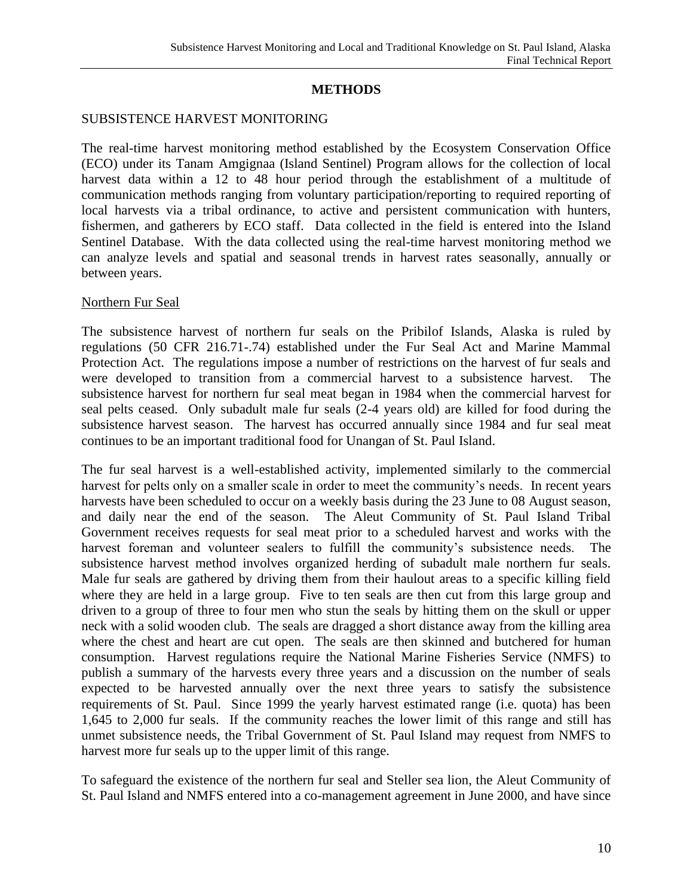# METHODS

## SUBSISTENCE HARVEST MONITORING

The real-time harvest monitoring method established by the Ecosystem Conservation Office (ECO) under its Tanam Amgignaa (Island Sentinel) Program allows for the collection of local harvest data within a 12 to 48 hour period through the establishment of a multitude of communication methods ranging from voluntary participation/reporting to required reporting of local harvests via a tribal ordinance, to active and persistent communication with hunters, fishermen, and gatherers by ECO staff. Data collected in the field is entered into the Island Sentinel Database. With the data collected using the real-time harvest monitoring method we can analyze levels and spatial and seasonal trends in harvest rates seasonally, annually or between years.

### Northern Fur Seal

The subsistence harvest of northern fur seals on the Pribilof Islands, Alaska is ruled by regulations (50 CFR 216.71-.74) established under the Fur Seal Act and Marine Mammal Protection Act. The regulations impose a number of restrictions on the harvest of fur seals and were developed to transition from a commercial harvest to a subsistence harvest. The subsistence harvest for northern fur seal meat began in 1984 when the commercial harvest for seal pelts ceased. Only subadult male fur seals (2-4 years old) are killed for food during the subsistence harvest season. The harvest has occurred annually since 1984 and fur seal meat continues to be an important traditional food for Unangan of St. Paul Island.

The fur seal harvest is a well-established activity, implemented similarly to the commercial harvest for pelts only on a smaller scale in order to meet the community's needs. In recent years harvests have been scheduled to occur on a weekly basis during the 23 June to 08 August season, and daily near the end of the season. The Aleut Community of St. Paul Island Tribal Government receives requests for seal meat prior to a scheduled harvest and works with the harvest foreman and volunteer sealers to fulfill the community's subsistence needs. The subsistence harvest method involves organized herding of subadult male northern fur seals. Male fur seals are gathered by driving them from their haulout areas to a specific killing field where they are held in a large group. Five to ten seals are then cut from this large group and driven to a group of three to four men who stun the seals by hitting them on the skull or upper neck with a solid wooden club. The seals are dragged a short distance away from the killing area where the chest and heart are cut open. The seals are then skinned and butchered for human consumption. Harvest regulations require the National Marine Fisheries Service (NMFS) to publish a summary of the harvests every three years and a discussion on the number of seals expected to be harvested annually over the next three years to satisfy the subsistence requirements of St. Paul. Since 1999 the yearly harvest estimated range (i.e. quota) has been 1,645 to 2,000 fur seals. If the community reaches the lower limit of this range and still has unmet subsistence needs, the Tribal Government of St. Paul Island may request from NMFS to harvest more fur seals up to the upper limit of this range.

To safeguard the existence of the northern fur seal and Steller sea lion, the Aleut Community of St. Paul Island and NMFS entered into a co-management agreement in June 2000, and have since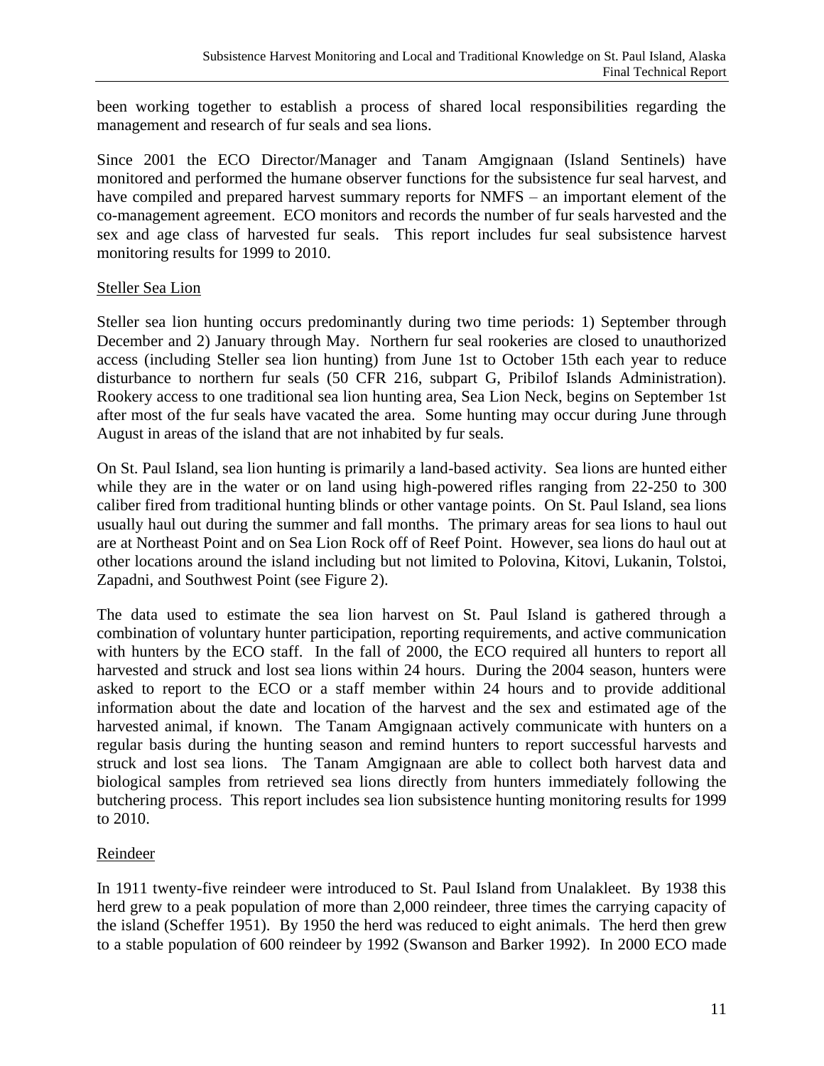been working together to establish a process of shared local responsibilities regarding the management and research of fur seals and sea lions.

Since 2001 the ECO Director/Manager and Tanam Amgignaan (Island Sentinels) have monitored and performed the humane observer functions for the subsistence fur seal harvest, and have compiled and prepared harvest summary reports for NMFS – an important element of the co-management agreement. ECO monitors and records the number of fur seals harvested and the sex and age class of harvested fur seals. This report includes fur seal subsistence harvest monitoring results for 1999 to 2010.

## Steller Sea Lion

Steller sea lion hunting occurs predominantly during two time periods: 1) September through December and 2) January through May. Northern fur seal rookeries are closed to unauthorized access (including Steller sea lion hunting) from June 1st to October 15th each year to reduce disturbance to northern fur seals (50 CFR 216, subpart G, Pribilof Islands Administration). Rookery access to one traditional sea lion hunting area, Sea Lion Neck, begins on September 1st after most of the fur seals have vacated the area. Some hunting may occur during June through August in areas of the island that are not inhabited by fur seals.

On St. Paul Island, sea lion hunting is primarily a land-based activity. Sea lions are hunted either while they are in the water or on land using high-powered rifles ranging from 22-250 to 300 caliber fired from traditional hunting blinds or other vantage points. On St. Paul Island, sea lions usually haul out during the summer and fall months. The primary areas for sea lions to haul out are at Northeast Point and on Sea Lion Rock off of Reef Point. However, sea lions do haul out at other locations around the island including but not limited to Polovina, Kitovi, Lukanin, Tolstoi, Zapadni, and Southwest Point (see Figure 2).

The data used to estimate the sea lion harvest on St. Paul Island is gathered through a combination of voluntary hunter participation, reporting requirements, and active communication with hunters by the ECO staff. In the fall of 2000, the ECO required all hunters to report all harvested and struck and lost sea lions within 24 hours. During the 2004 season, hunters were asked to report to the ECO or a staff member within 24 hours and to provide additional information about the date and location of the harvest and the sex and estimated age of the harvested animal, if known. The Tanam Amgignaan actively communicate with hunters on a regular basis during the hunting season and remind hunters to report successful harvests and struck and lost sea lions. The Tanam Amgignaan are able to collect both harvest data and biological samples from retrieved sea lions directly from hunters immediately following the butchering process. This report includes sea lion subsistence hunting monitoring results for 1999 to 2010.

## Reindeer

In 1911 twenty-five reindeer were introduced to St. Paul Island from Unalakleet. By 1938 this herd grew to a peak population of more than 2,000 reindeer, three times the carrying capacity of the island (Scheffer 1951). By 1950 the herd was reduced to eight animals. The herd then grew to a stable population of 600 reindeer by 1992 (Swanson and Barker 1992). In 2000 ECO made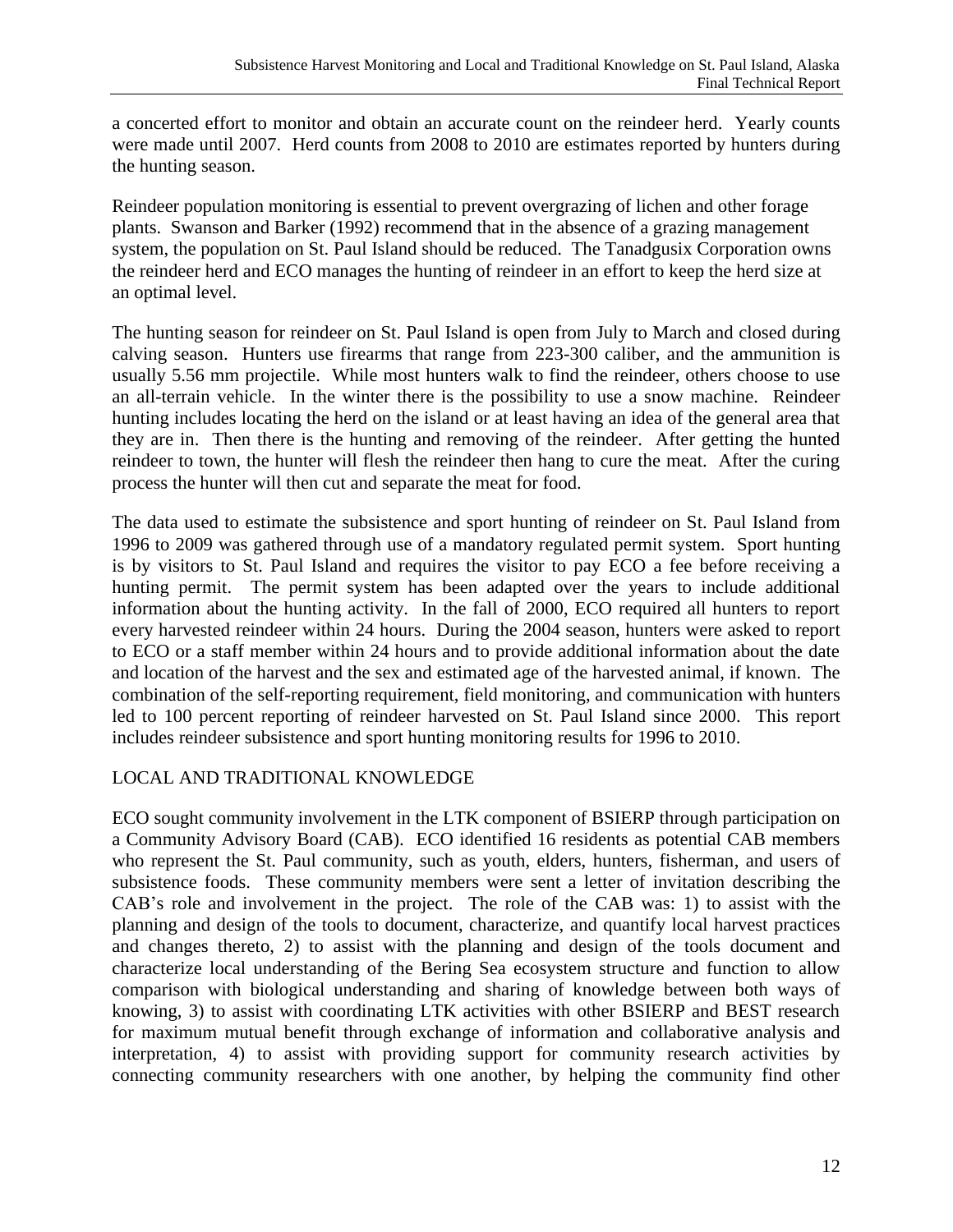a concerted effort to monitor and obtain an accurate count on the reindeer herd. Yearly counts were made until 2007. Herd counts from 2008 to 2010 are estimates reported by hunters during the hunting season.

Reindeer population monitoring is essential to prevent overgrazing of lichen and other forage plants. Swanson and Barker (1992) recommend that in the absence of a grazing management system, the population on St. Paul Island should be reduced. The Tanadgusix Corporation owns the reindeer herd and ECO manages the hunting of reindeer in an effort to keep the herd size at an optimal level.

The hunting season for reindeer on St. Paul Island is open from July to March and closed during calving season. Hunters use firearms that range from 223-300 caliber, and the ammunition is usually 5.56 mm projectile. While most hunters walk to find the reindeer, others choose to use an all-terrain vehicle. In the winter there is the possibility to use a snow machine. Reindeer hunting includes locating the herd on the island or at least having an idea of the general area that they are in. Then there is the hunting and removing of the reindeer. After getting the hunted reindeer to town, the hunter will flesh the reindeer then hang to cure the meat. After the curing process the hunter will then cut and separate the meat for food.

The data used to estimate the subsistence and sport hunting of reindeer on St. Paul Island from 1996 to 2009 was gathered through use of a mandatory regulated permit system. Sport hunting is by visitors to St. Paul Island and requires the visitor to pay ECO a fee before receiving a hunting permit. The permit system has been adapted over the years to include additional information about the hunting activity. In the fall of 2000, ECO required all hunters to report every harvested reindeer within 24 hours. During the 2004 season, hunters were asked to report to ECO or a staff member within 24 hours and to provide additional information about the date and location of the harvest and the sex and estimated age of the harvested animal, if known. The combination of the self-reporting requirement, field monitoring, and communication with hunters led to 100 percent reporting of reindeer harvested on St. Paul Island since 2000. This report includes reindeer subsistence and sport hunting monitoring results for 1996 to 2010.

## LOCAL AND TRADITIONAL KNOWLEDGE

ECO sought community involvement in the LTK component of BSIERP through participation on a Community Advisory Board (CAB). ECO identified 16 residents as potential CAB members who represent the St. Paul community, such as youth, elders, hunters, fisherman, and users of subsistence foods. These community members were sent a letter of invitation describing the CAB's role and involvement in the project. The role of the CAB was: 1) to assist with the planning and design of the tools to document, characterize, and quantify local harvest practices and changes thereto, 2) to assist with the planning and design of the tools document and characterize local understanding of the Bering Sea ecosystem structure and function to allow comparison with biological understanding and sharing of knowledge between both ways of knowing, 3) to assist with coordinating LTK activities with other BSIERP and BEST research for maximum mutual benefit through exchange of information and collaborative analysis and interpretation, 4) to assist with providing support for community research activities by connecting community researchers with one another, by helping the community find other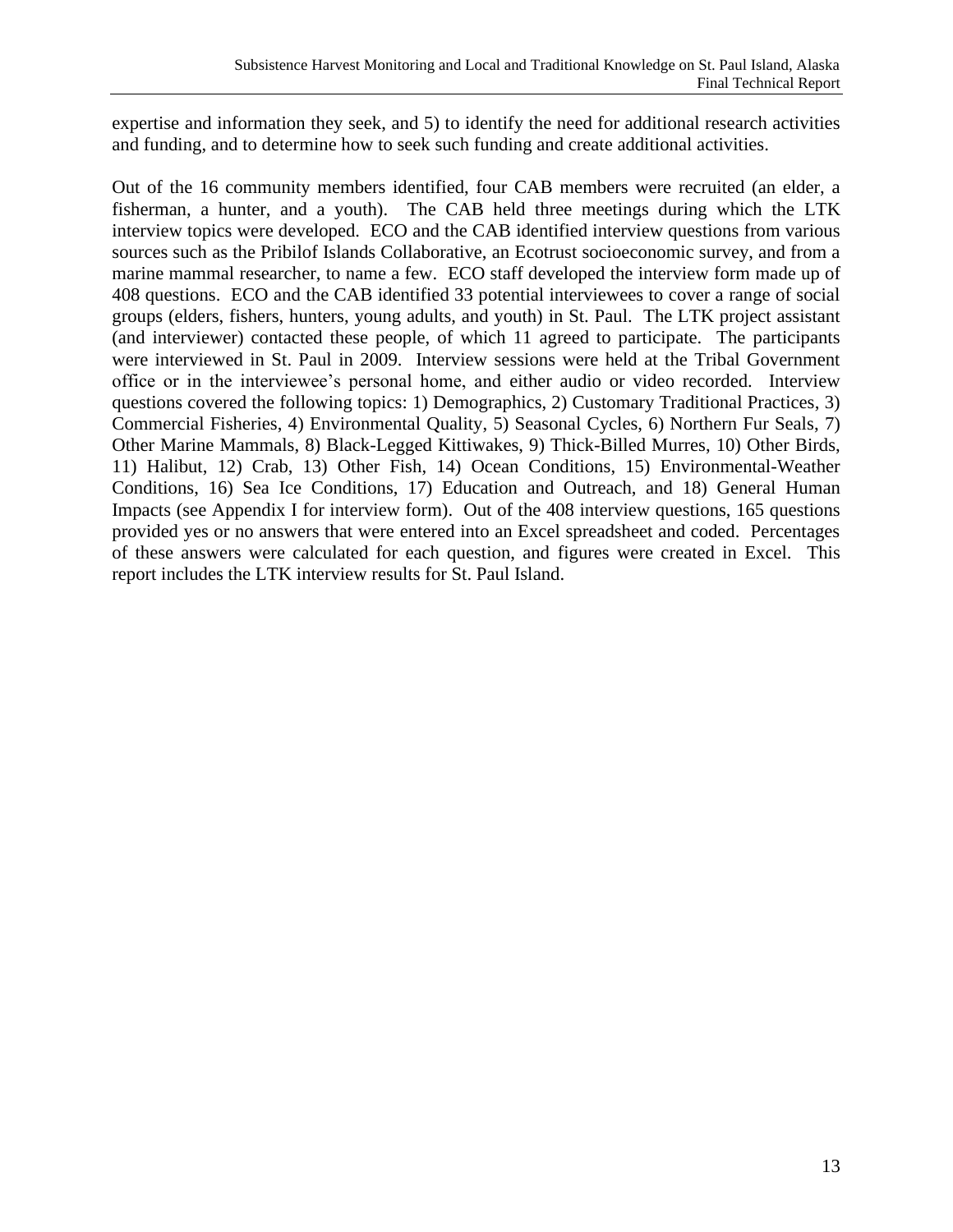expertise and information they seek, and 5) to identify the need for additional research activities and funding, and to determine how to seek such funding and create additional activities.

Out of the 16 community members identified, four CAB members were recruited (an elder, a fisherman, a hunter, and a youth). The CAB held three meetings during which the LTK interview topics were developed. ECO and the CAB identified interview questions from various sources such as the Pribilof Islands Collaborative, an Ecotrust socioeconomic survey, and from a marine mammal researcher, to name a few. ECO staff developed the interview form made up of 408 questions. ECO and the CAB identified 33 potential interviewees to cover a range of social groups (elders, fishers, hunters, young adults, and youth) in St. Paul. The LTK project assistant (and interviewer) contacted these people, of which 11 agreed to participate. The participants were interviewed in St. Paul in 2009. Interview sessions were held at the Tribal Government office or in the interviewee's personal home, and either audio or video recorded. Interview questions covered the following topics: 1) Demographics, 2) Customary Traditional Practices, 3) Commercial Fisheries, 4) Environmental Quality, 5) Seasonal Cycles, 6) Northern Fur Seals, 7) Other Marine Mammals, 8) Black-Legged Kittiwakes, 9) Thick-Billed Murres, 10) Other Birds, 11) Halibut, 12) Crab, 13) Other Fish, 14) Ocean Conditions, 15) Environmental-Weather Conditions, 16) Sea Ice Conditions, 17) Education and Outreach, and 18) General Human Impacts (see Appendix I for interview form). Out of the 408 interview questions, 165 questions provided yes or no answers that were entered into an Excel spreadsheet and coded. Percentages of these answers were calculated for each question, and figures were created in Excel. This report includes the LTK interview results for St. Paul Island.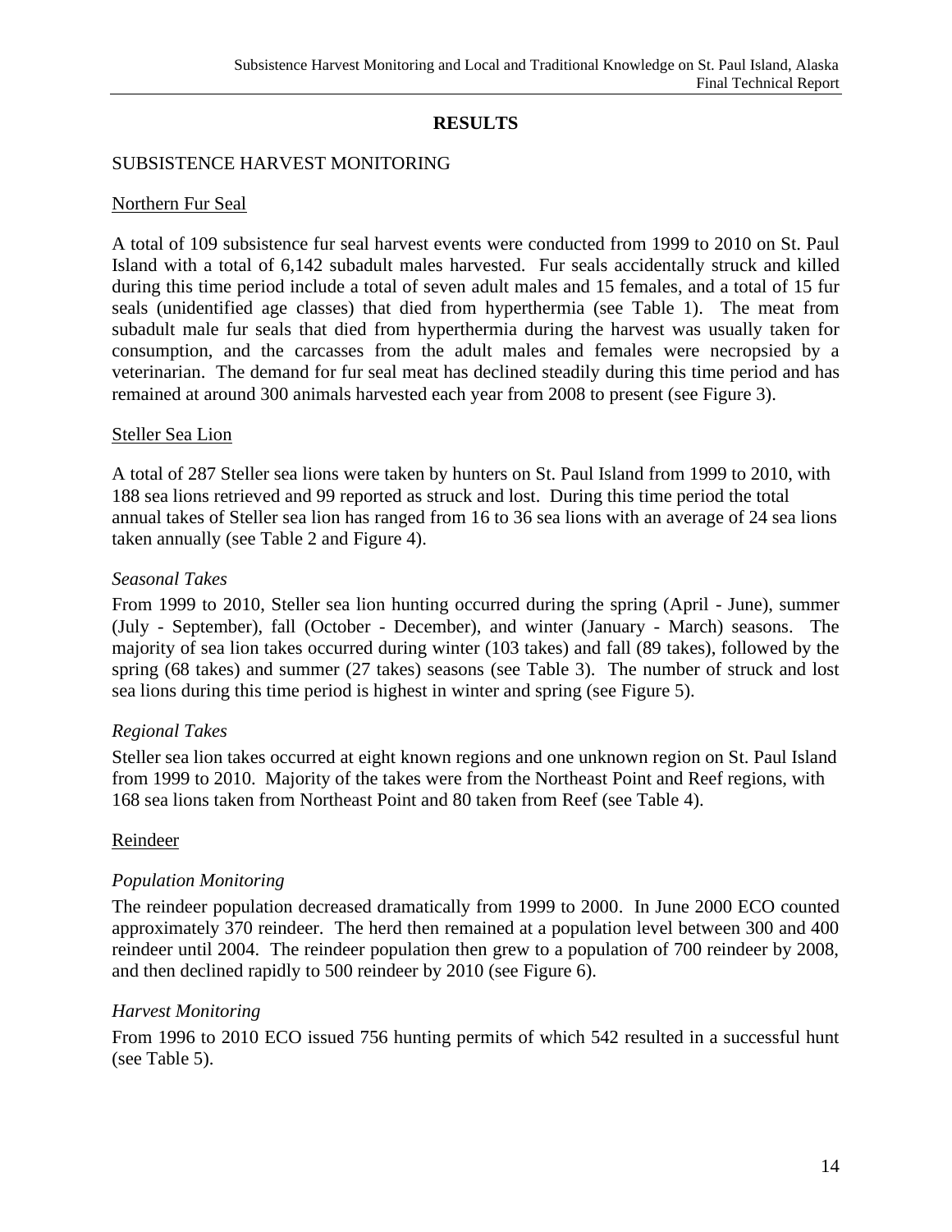# RESULTS

## SUBSISTENCE HARVEST MONITORING

### Northern Fur Seal

A total of 109 subsistence fur seal harvest events were conducted from 1999 to 2010 on St. Paul Island with a total of 6,142 subadult males harvested. Fur seals accidentally struck and killed during this time period include a total of seven adult males and 15 females, and a total of 15 fur seals (unidentified age classes) that died from hyperthermia (see Table 1). The meat from subadult male fur seals that died from hyperthermia during the harvest was usually taken for consumption, and the carcasses from the adult males and females were necropsied by a veterinarian. The demand for fur seal meat has declined steadily during this time period and has remained at around 300 animals harvested each year from 2008 to present (see Figure 3).

### Steller Sea Lion

A total of 287 Steller sea lions were taken by hunters on St. Paul Island from 1999 to 2010, with 188 sea lions retrieved and 99 reported as struck and lost. During this time period the total annual takes of Steller sea lion has ranged from 16 to 36 sea lions with an average of 24 sea lions taken annually (see Table 2 and Figure 4).

#### *Seasonal Takes*

From 1999 to 2010, Steller sea lion hunting occurred during the spring (April - June), summer (July - September), fall (October - December), and winter (January - March) seasons. The majority of sea lion takes occurred during winter (103 takes) and fall (89 takes), followed by the spring (68 takes) and summer (27 takes) seasons (see Table 3). The number of struck and lost sea lions during this time period is highest in winter and spring (see Figure 5).

#### *Regional Takes*

Steller sea lion takes occurred at eight known regions and one unknown region on St. Paul Island from 1999 to 2010. Majority of the takes were from the Northeast Point and Reef regions, with 168 sea lions taken from Northeast Point and 80 taken from Reef (see Table 4).

### Reindeer

#### *Population Monitoring*

The reindeer population decreased dramatically from 1999 to 2000. In June 2000 ECO counted approximately 370 reindeer. The herd then remained at a population level between 300 and 400 reindeer until 2004. The reindeer population then grew to a population of 700 reindeer by 2008, and then declined rapidly to 500 reindeer by 2010 (see Figure 6).

#### *Harvest Monitoring*

From 1996 to 2010 ECO issued 756 hunting permits of which 542 resulted in a successful hunt (see Table 5).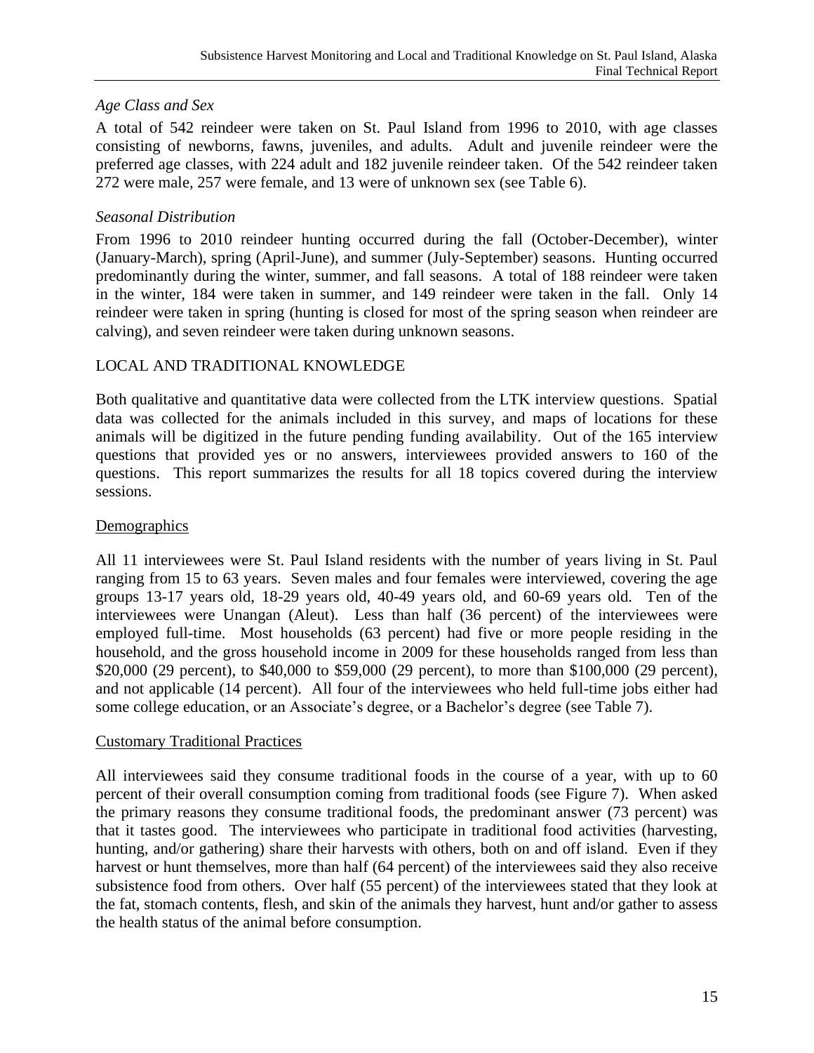*Age Class and Sex*

A total of 542 reindeer were taken on St. Paul Island from 1996 to 2010, with age classes consisting of newborns, fawns, juveniles, and adults. Adult and juvenile reindeer were the preferred age classes, with 224 adult and 182 juvenile reindeer taken. Of the 542 reindeer taken 272 were male, 257 were female, and 13 were of unknown sex (see Table 6).

*Seasonal Distribution*

From 1996 to 2010 reindeer hunting occurred during the fall (October-December), winter (January-March), spring (April-June), and summer (July-September) seasons. Hunting occurred predominantly during the winter, summer, and fall seasons. A total of 188 reindeer were taken in the winter, 184 were taken in summer, and 149 reindeer were taken in the fall. Only 14 reindeer were taken in spring (hunting is closed for most of the spring season when reindeer are calving), and seven reindeer were taken during unknown seasons.

## LOCAL AND TRADITIONAL KNOWLEDGE

Both qualitative and quantitative data were collected from the LTK interview questions. Spatial data was collected for the animals included in this survey, and maps of locations for these animals will be digitized in the future pending funding availability. Out of the 165 interview questions that provided yes or no answers, interviewees provided answers to 160 of the questions. This report summarizes the results for all 18 topics covered during the interview sessions.

### Demographics

All 11 interviewees were St. Paul Island residents with the number of years living in St. Paul ranging from 15 to 63 years. Seven males and four females were interviewed, covering the age groups 13-17 years old, 18-29 years old, 40-49 years old, and 60-69 years old. Ten of the interviewees were Unangan (Aleut). Less than half (36 percent) of the interviewees were employed full-time. Most households (63 percent) had five or more people residing in the household, and the gross household income in 2009 for these households ranged from less than \$20,000 (29 percent), to \$40,000 to \$59,000 (29 percent), to more than \$100,000 (29 percent), and not applicable (14 percent). All four of the interviewees who held full-time jobs either had some college education, or an Associate's degree, or a Bachelor's degree (see Table 7).

### Customary Traditional Practices

All interviewees said they consume traditional foods in the course of a year, with up to 60 percent of their overall consumption coming from traditional foods (see Figure 7). When asked the primary reasons they consume traditional foods, the predominant answer (73 percent) was that it tastes good. The interviewees who participate in traditional food activities (harvesting, hunting, and/or gathering) share their harvests with others, both on and off island. Even if they harvest or hunt themselves, more than half (64 percent) of the interviewees said they also receive subsistence food from others. Over half (55 percent) of the interviewees stated that they look at the fat, stomach contents, flesh, and skin of the animals they harvest, hunt and/or gather to assess the health status of the animal before consumption.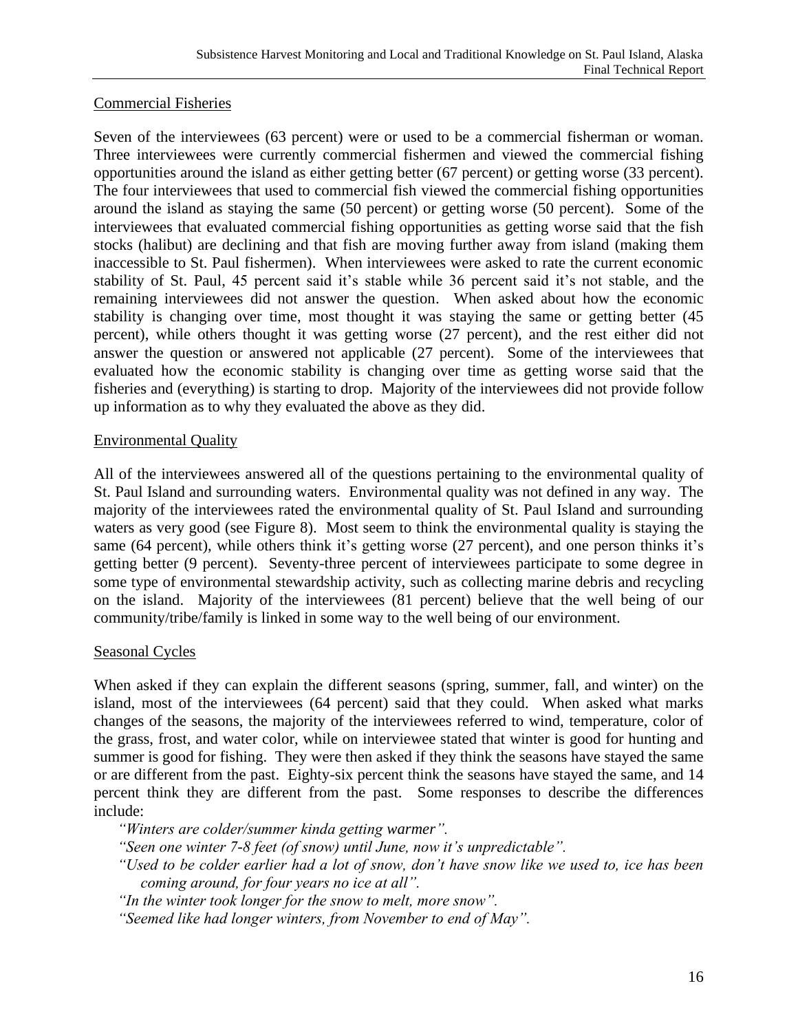Commercial Fisheries

Seven of the interviewees (63 percent) were or used to be a commercial fisherman or woman. Three interviewees were currently commercial fishermen and viewed the commercial fishing opportunities around the island as either getting better (67 percent) or getting worse (33 percent). The four interviewees that used to commercial fish viewed the commercial fishing opportunities around the island as staying the same (50 percent) or getting worse (50 percent). Some of the interviewees that evaluated commercial fishing opportunities as getting worse said that the fish stocks (halibut) are declining and that fish are moving further away from island (making them inaccessible to St. Paul fishermen). When interviewees were asked to rate the current economic stability of St. Paul, 45 percent said it's stable while 36 percent said it's not stable, and the remaining interviewees did not answer the question. When asked about how the economic stability is changing over time, most thought it was staying the same or getting better (45 percent), while others thought it was getting worse (27 percent), and the rest either did not answer the question or answered not applicable (27 percent). Some of the interviewees that evaluated how the economic stability is changing over time as getting worse said that the fisheries and (everything) is starting to drop. Majority of the interviewees did not provide follow up information as to why they evaluated the above as they did.

Environmental Quality

All of the interviewees answered all of the questions pertaining to the environmental quality of St. Paul Island and surrounding waters. Environmental quality was not defined in any way. The majority of the interviewees rated the environmental quality of St. Paul Island and surrounding waters as very good (see Figure 8). Most seem to think the environmental quality is staying the same (64 percent), while others think it's getting worse (27 percent), and one person thinks it's getting better (9 percent). Seventy-three percent of interviewees participate to some degree in some type of environmental stewardship activity, such as collecting marine debris and recycling on the island. Majority of the interviewees (81 percent) believe that the well being of our community/tribe/family is linked in some way to the well being of our environment.

Seasonal Cycles

When asked if they can explain the different seasons (spring, summer, fall, and winter) on the island, most of the interviewees (64 percent) said that they could. When asked what marks changes of the seasons, the majority of the interviewees referred to wind, temperature, color of the grass, frost, and water color, while on interviewee stated that winter is good for hunting and summer is good for fishing. They were then asked if they think the seasons have stayed the same or are different from the past. Eighty-six percent think the seasons have stayed the same, and 14 percent think they are different from the past. Some responses to describe the differences include:

*"Winters are colder/summer kinda getting warmer".*

*"Seen one winter 7-8 feet (of snow) until June, now it's unpredictable".*

*"Used to be colder earlier had a lot of snow, don't have snow like we used to, ice has been coming around, for four years no ice at all".*

*"In the winter took longer for the snow to melt, more snow".*

*"Seemed like had longer winters, from November to end of May".*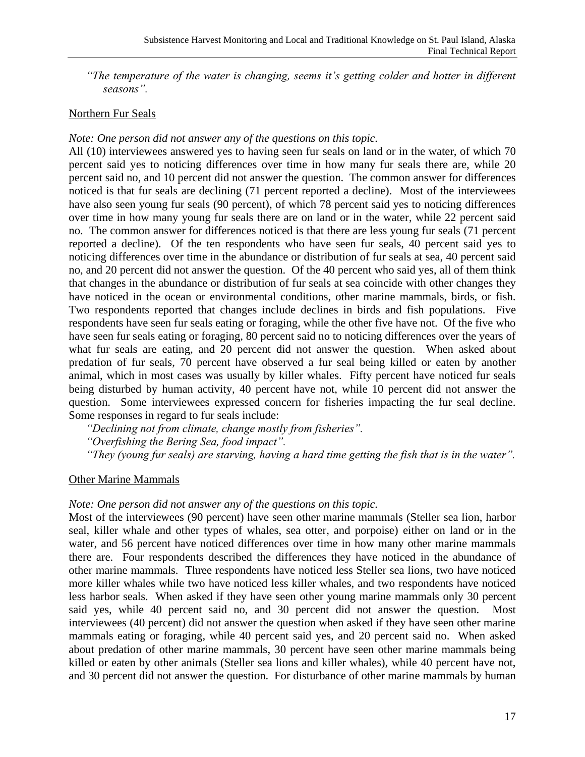*"The temperature of the water is changing, seems it's getting colder and hotter in different seasons".*

## Northern Fur Seals

*Note: One person did not answer any of the questions on this topic.*

All (10) interviewees answered yes to having seen fur seals on land or in the water, of which 70 percent said yes to noticing differences over time in how many fur seals there are, while 20 percent said no, and 10 percent did not answer the question. The common answer for differences noticed is that fur seals are declining (71 percent reported a decline). Most of the interviewees have also seen young fur seals (90 percent), of which 78 percent said yes to noticing differences over time in how many young fur seals there are on land or in the water, while 22 percent said no. The common answer for differences noticed is that there are less young fur seals (71 percent reported a decline). Of the ten respondents who have seen fur seals, 40 percent said yes to noticing differences over time in the abundance or distribution of fur seals at sea, 40 percent said no, and 20 percent did not answer the question. Of the 40 percent who said yes, all of them think that changes in the abundance or distribution of fur seals at sea coincide with other changes they have noticed in the ocean or environmental conditions, other marine mammals, birds, or fish. Two respondents reported that changes include declines in birds and fish populations. Five respondents have seen fur seals eating or foraging, while the other five have not. Of the five who have seen fur seals eating or foraging, 80 percent said no to noticing differences over the years of what fur seals are eating, and 20 percent did not answer the question. When asked about predation of fur seals, 70 percent have observed a fur seal being killed or eaten by another animal, which in most cases was usually by killer whales. Fifty percent have noticed fur seals being disturbed by human activity, 40 percent have not, while 10 percent did not answer the question. Some interviewees expressed concern for fisheries impacting the fur seal decline. Some responses in regard to fur seals include:

*"Declining not from climate, change mostly from fisheries".*
*"Overfishing the Bering Sea, food impact".*
*"They (young fur seals) are starving, having a hard time getting the fish that is in the water".*

## Other Marine Mammals

*Note: One person did not answer any of the questions on this topic.*

Most of the interviewees (90 percent) have seen other marine mammals (Steller sea lion, harbor seal, killer whale and other types of whales, sea otter, and porpoise) either on land or in the water, and 56 percent have noticed differences over time in how many other marine mammals there are. Four respondents described the differences they have noticed in the abundance of other marine mammals. Three respondents have noticed less Steller sea lions, two have noticed more killer whales while two have noticed less killer whales, and two respondents have noticed less harbor seals. When asked if they have seen other young marine mammals only 30 percent said yes, while 40 percent said no, and 30 percent did not answer the question. Most interviewees (40 percent) did not answer the question when asked if they have seen other marine mammals eating or foraging, while 40 percent said yes, and 20 percent said no. When asked about predation of other marine mammals, 30 percent have seen other marine mammals being killed or eaten by other animals (Steller sea lions and killer whales), while 40 percent have not, and 30 percent did not answer the question. For disturbance of other marine mammals by human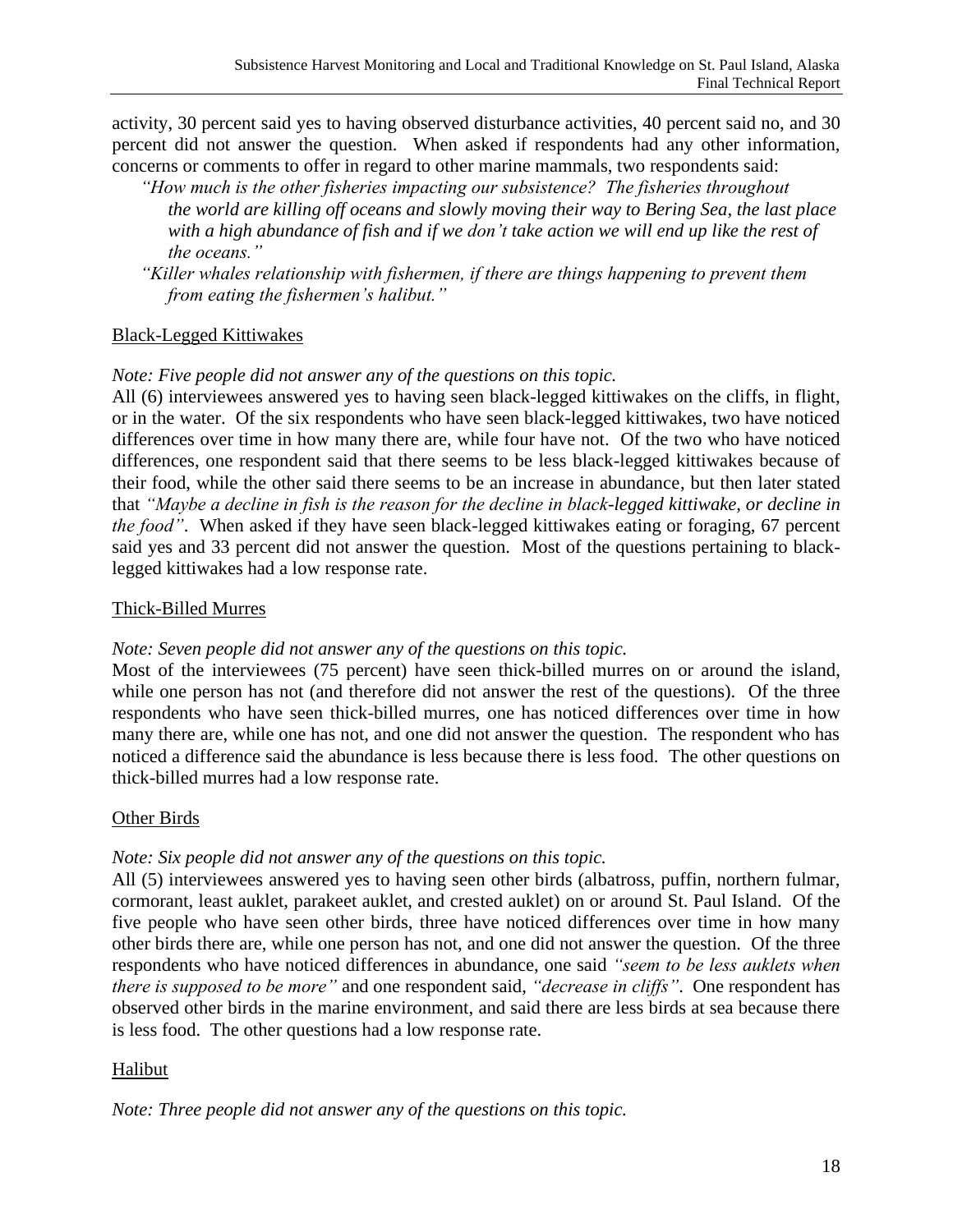activity, 30 percent said yes to having observed disturbance activities, 40 percent said no, and 30 percent did not answer the question. When asked if respondents had any other information, concerns or comments to offer in regard to other marine mammals, two respondents said:

> *"How much is the other fisheries impacting our subsistence? The fisheries throughout the world are killing off oceans and slowly moving their way to Bering Sea, the last place with a high abundance of fish and if we don't take action we will end up like the rest of the oceans."*
>
> *"Killer whales relationship with fishermen, if there are things happening to prevent them from eating the fishermen's halibut."*

## Black-Legged Kittiwakes

*Note: Five people did not answer any of the questions on this topic.*

All (6) interviewees answered yes to having seen black-legged kittiwakes on the cliffs, in flight, or in the water. Of the six respondents who have seen black-legged kittiwakes, two have noticed differences over time in how many there are, while four have not. Of the two who have noticed differences, one respondent said that there seems to be less black-legged kittiwakes because of their food, while the other said there seems to be an increase in abundance, but then later stated that *"Maybe a decline in fish is the reason for the decline in black-legged kittiwake, or decline in the food"*. When asked if they have seen black-legged kittiwakes eating or foraging, 67 percent said yes and 33 percent did not answer the question. Most of the questions pertaining to black-legged kittiwakes had a low response rate.

## Thick-Billed Murres

*Note: Seven people did not answer any of the questions on this topic.*

Most of the interviewees (75 percent) have seen thick-billed murres on or around the island, while one person has not (and therefore did not answer the rest of the questions). Of the three respondents who have seen thick-billed murres, one has noticed differences over time in how many there are, while one has not, and one did not answer the question. The respondent who has noticed a difference said the abundance is less because there is less food. The other questions on thick-billed murres had a low response rate.

## Other Birds

*Note: Six people did not answer any of the questions on this topic.*

All (5) interviewees answered yes to having seen other birds (albatross, puffin, northern fulmar, cormorant, least auklet, parakeet auklet, and crested auklet) on or around St. Paul Island. Of the five people who have seen other birds, three have noticed differences over time in how many other birds there are, while one person has not, and one did not answer the question. Of the three respondents who have noticed differences in abundance, one said *"seem to be less auklets when there is supposed to be more"* and one respondent said, *"decrease in cliffs"*. One respondent has observed other birds in the marine environment, and said there are less birds at sea because there is less food. The other questions had a low response rate.

## Halibut

*Note: Three people did not answer any of the questions on this topic.*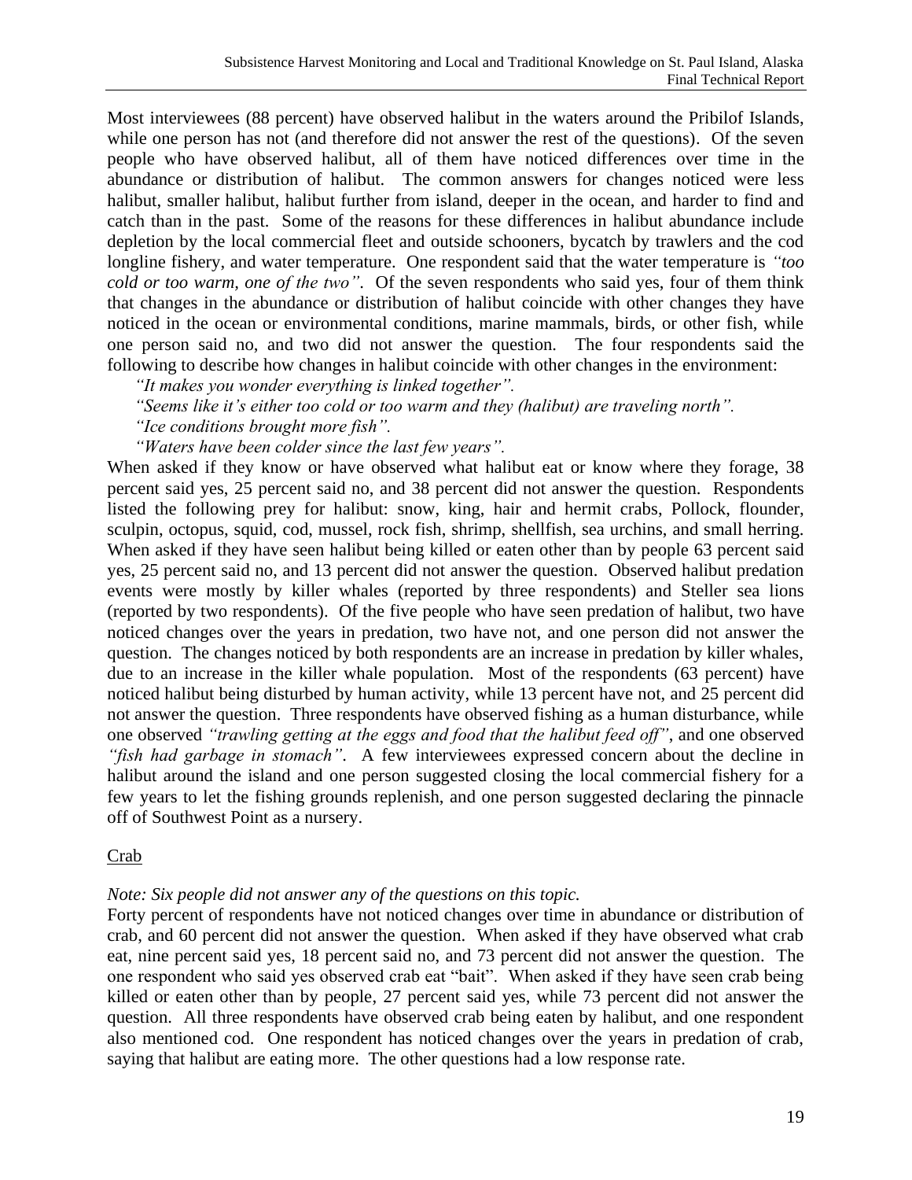Most interviewees (88 percent) have observed halibut in the waters around the Pribilof Islands, while one person has not (and therefore did not answer the rest of the questions). Of the seven people who have observed halibut, all of them have noticed differences over time in the abundance or distribution of halibut. The common answers for changes noticed were less halibut, smaller halibut, halibut further from island, deeper in the ocean, and harder to find and catch than in the past. Some of the reasons for these differences in halibut abundance include depletion by the local commercial fleet and outside schooners, bycatch by trawlers and the cod longline fishery, and water temperature. One respondent said that the water temperature is *"too cold or too warm, one of the two"*. Of the seven respondents who said yes, four of them think that changes in the abundance or distribution of halibut coincide with other changes they have noticed in the ocean or environmental conditions, marine mammals, birds, or other fish, while one person said no, and two did not answer the question. The four respondents said the following to describe how changes in halibut coincide with other changes in the environment:

*"It makes you wonder everything is linked together".*
*"Seems like it's either too cold or too warm and they (halibut) are traveling north".*
*"Ice conditions brought more fish".*
*"Waters have been colder since the last few years".*

When asked if they know or have observed what halibut eat or know where they forage, 38 percent said yes, 25 percent said no, and 38 percent did not answer the question. Respondents listed the following prey for halibut: snow, king, hair and hermit crabs, Pollock, flounder, sculpin, octopus, squid, cod, mussel, rock fish, shrimp, shellfish, sea urchins, and small herring. When asked if they have seen halibut being killed or eaten other than by people 63 percent said yes, 25 percent said no, and 13 percent did not answer the question. Observed halibut predation events were mostly by killer whales (reported by three respondents) and Steller sea lions (reported by two respondents). Of the five people who have seen predation of halibut, two have noticed changes over the years in predation, two have not, and one person did not answer the question. The changes noticed by both respondents are an increase in predation by killer whales, due to an increase in the killer whale population. Most of the respondents (63 percent) have noticed halibut being disturbed by human activity, while 13 percent have not, and 25 percent did not answer the question. Three respondents have observed fishing as a human disturbance, while one observed *"trawling getting at the eggs and food that the halibut feed off"*, and one observed *"fish had garbage in stomach"*. A few interviewees expressed concern about the decline in halibut around the island and one person suggested closing the local commercial fishery for a few years to let the fishing grounds replenish, and one person suggested declaring the pinnacle off of Southwest Point as a nursery.

Crab

*Note: Six people did not answer any of the questions on this topic.*

Forty percent of respondents have not noticed changes over time in abundance or distribution of crab, and 60 percent did not answer the question. When asked if they have observed what crab eat, nine percent said yes, 18 percent said no, and 73 percent did not answer the question. The one respondent who said yes observed crab eat "bait". When asked if they have seen crab being killed or eaten other than by people, 27 percent said yes, while 73 percent did not answer the question. All three respondents have observed crab being eaten by halibut, and one respondent also mentioned cod. One respondent has noticed changes over the years in predation of crab, saying that halibut are eating more. The other questions had a low response rate.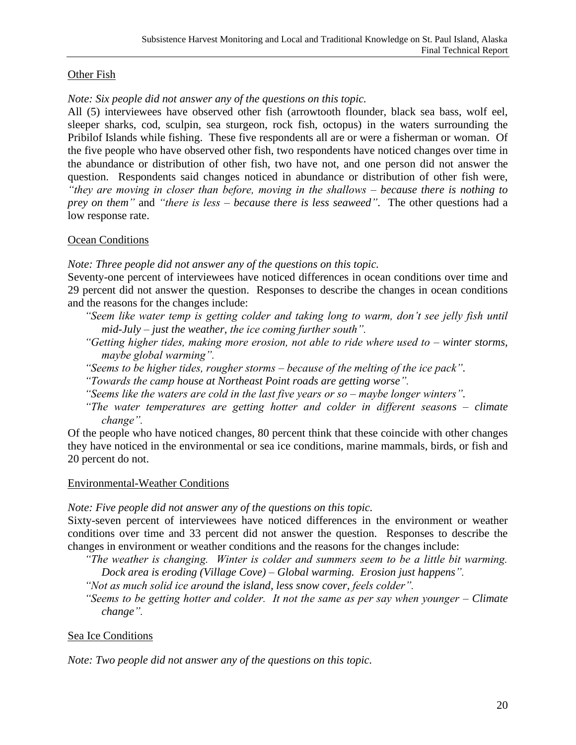Other Fish

*Note: Six people did not answer any of the questions on this topic.*

All (5) interviewees have observed other fish (arrowtooth flounder, black sea bass, wolf eel, sleeper sharks, cod, sculpin, sea sturgeon, rock fish, octopus) in the waters surrounding the Pribilof Islands while fishing. These five respondents all are or were a fisherman or woman. Of the five people who have observed other fish, two respondents have noticed changes over time in the abundance or distribution of other fish, two have not, and one person did not answer the question. Respondents said changes noticed in abundance or distribution of other fish were, *"they are moving in closer than before, moving in the shallows – because there is nothing to prey on them"* and *"there is less – because there is less seaweed"*. The other questions had a low response rate.

Ocean Conditions

*Note: Three people did not answer any of the questions on this topic.*

Seventy-one percent of interviewees have noticed differences in ocean conditions over time and 29 percent did not answer the question. Responses to describe the changes in ocean conditions and the reasons for the changes include:

*"Seem like water temp is getting colder and taking long to warm, don't see jelly fish until mid-July – just the weather, the ice coming further south".*

*"Getting higher tides, making more erosion, not able to ride where used to – winter storms, maybe global warming".*

*"Seems to be higher tides, rougher storms – because of the melting of the ice pack".*

*"Towards the camp house at Northeast Point roads are getting worse".*

*"Seems like the waters are cold in the last five years or so – maybe longer winters".*

*"The water temperatures are getting hotter and colder in different seasons – climate change".*

Of the people who have noticed changes, 80 percent think that these coincide with other changes they have noticed in the environmental or sea ice conditions, marine mammals, birds, or fish and 20 percent do not.

Environmental-Weather Conditions

*Note: Five people did not answer any of the questions on this topic.*

Sixty-seven percent of interviewees have noticed differences in the environment or weather conditions over time and 33 percent did not answer the question. Responses to describe the changes in environment or weather conditions and the reasons for the changes include:

*"The weather is changing. Winter is colder and summers seem to be a little bit warming. Dock area is eroding (Village Cove) – Global warming. Erosion just happens".*

*"Not as much solid ice around the island, less snow cover, feels colder".*

*"Seems to be getting hotter and colder. It not the same as per say when younger – Climate change".*

Sea Ice Conditions

*Note: Two people did not answer any of the questions on this topic.*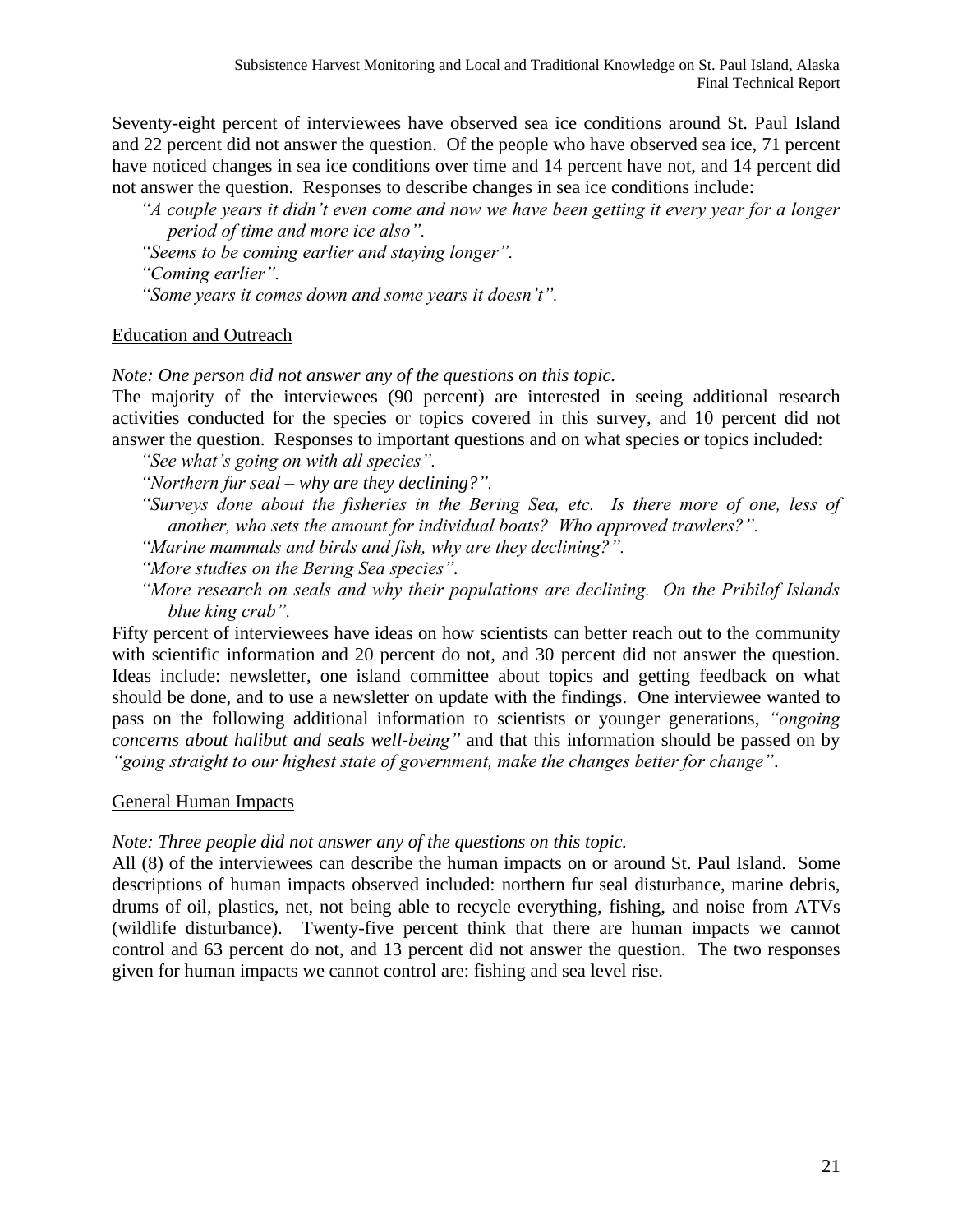Seventy-eight percent of interviewees have observed sea ice conditions around St. Paul Island and 22 percent did not answer the question. Of the people who have observed sea ice, 71 percent have noticed changes in sea ice conditions over time and 14 percent have not, and 14 percent did not answer the question. Responses to describe changes in sea ice conditions include:

*"A couple years it didn't even come and now we have been getting it every year for a longer period of time and more ice also".*

*"Seems to be coming earlier and staying longer".*

*"Coming earlier".*

*"Some years it comes down and some years it doesn't".*

## Education and Outreach

*Note: One person did not answer any of the questions on this topic.*

The majority of the interviewees (90 percent) are interested in seeing additional research activities conducted for the species or topics covered in this survey, and 10 percent did not answer the question. Responses to important questions and on what species or topics included:

*"See what's going on with all species".*

*"Northern fur seal – why are they declining?".*

*"Surveys done about the fisheries in the Bering Sea, etc. Is there more of one, less of another, who sets the amount for individual boats? Who approved trawlers?".*

*"Marine mammals and birds and fish, why are they declining?".*

*"More studies on the Bering Sea species".*

*"More research on seals and why their populations are declining. On the Pribilof Islands blue king crab".*

Fifty percent of interviewees have ideas on how scientists can better reach out to the community with scientific information and 20 percent do not, and 30 percent did not answer the question. Ideas include: newsletter, one island committee about topics and getting feedback on what should be done, and to use a newsletter on update with the findings. One interviewee wanted to pass on the following additional information to scientists or younger generations, *"ongoing concerns about halibut and seals well-being"* and that this information should be passed on by *"going straight to our highest state of government, make the changes better for change"*.

## General Human Impacts

*Note: Three people did not answer any of the questions on this topic.*

All (8) of the interviewees can describe the human impacts on or around St. Paul Island. Some descriptions of human impacts observed included: northern fur seal disturbance, marine debris, drums of oil, plastics, net, not being able to recycle everything, fishing, and noise from ATVs (wildlife disturbance). Twenty-five percent think that there are human impacts we cannot control and 63 percent do not, and 13 percent did not answer the question. The two responses given for human impacts we cannot control are: fishing and sea level rise.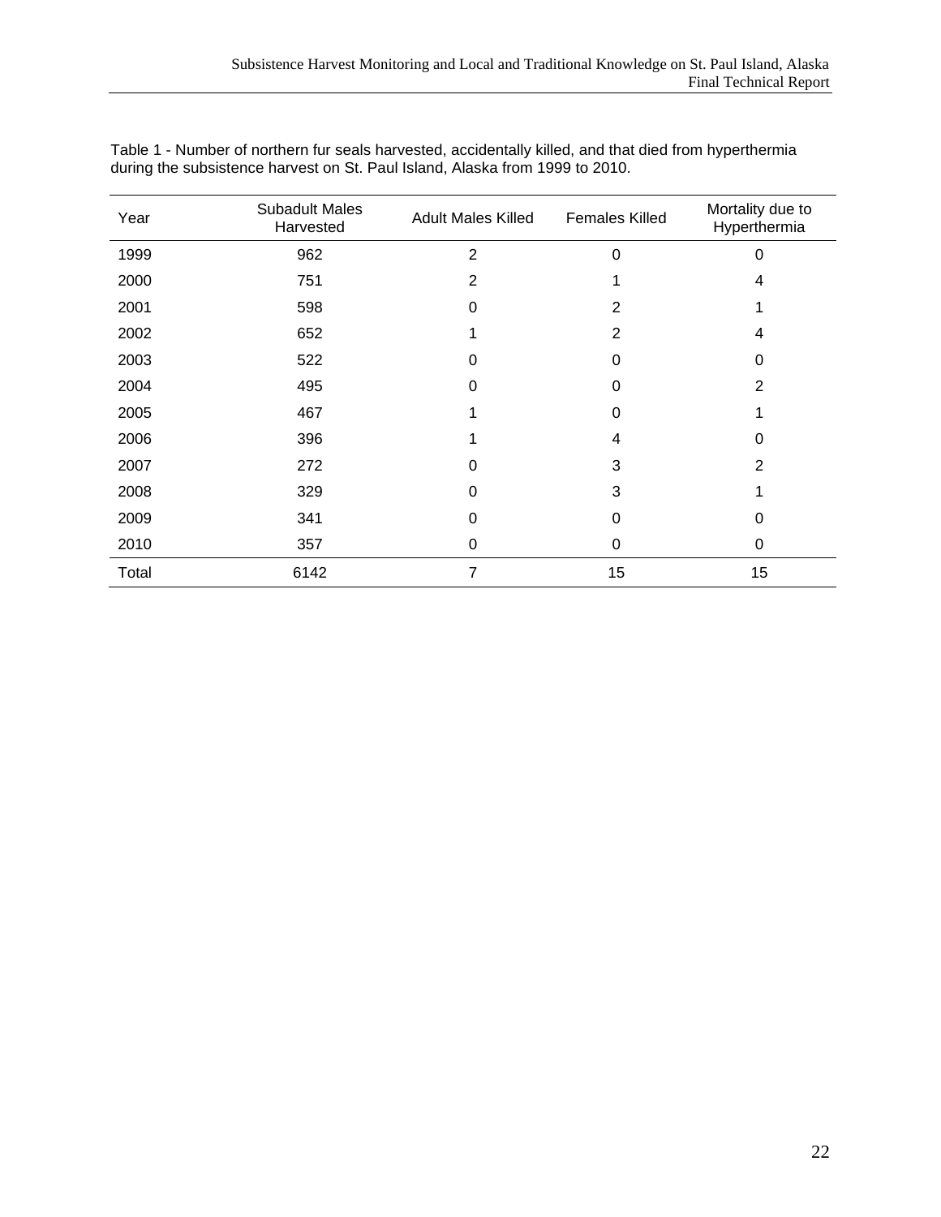Table 1 - Number of northern fur seals harvested, accidentally killed, and that died from hyperthermia during the subsistence harvest on St. Paul Island, Alaska from 1999 to 2010.

| Year | Subadult Males Harvested | Adult Males Killed | Females Killed | Mortality due to Hyperthermia |
|---|---|---|---|---|
| 1999 | 962 | 2 | 0 | 0 |
| 2000 | 751 | 2 | 1 | 4 |
| 2001 | 598 | 0 | 2 | 1 |
| 2002 | 652 | 1 | 2 | 4 |
| 2003 | 522 | 0 | 0 | 0 |
| 2004 | 495 | 0 | 0 | 2 |
| 2005 | 467 | 1 | 0 | 1 |
| 2006 | 396 | 1 | 4 | 0 |
| 2007 | 272 | 0 | 3 | 2 |
| 2008 | 329 | 0 | 3 | 1 |
| 2009 | 341 | 0 | 0 | 0 |
| 2010 | 357 | 0 | 0 | 0 |
| Total | 6142 | 7 | 15 | 15 |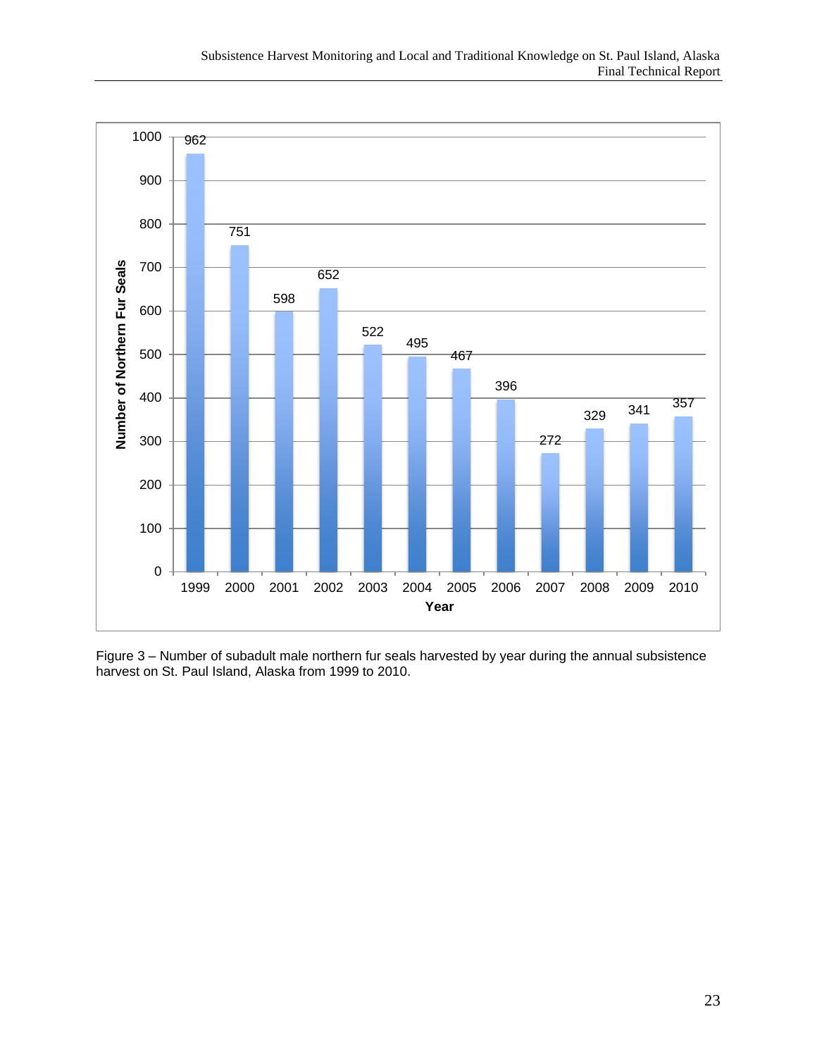| Year | Number of Northern Fur Seals |
|---|---|
| 1999 | 962 |
| 2000 | 751 |
| 2001 | 598 |
| 2002 | 652 |
| 2003 | 522 |
| 2004 | 495 |
| 2005 | 467 |
| 2006 | 396 |
| 2007 | 272 |
| 2008 | 329 |
| 2009 | 341 |
| 2010 | 357 |

Figure 3 – Number of subadult male northern fur seals harvested by year during the annual subsistence harvest on St. Paul Island, Alaska from 1999 to 2010.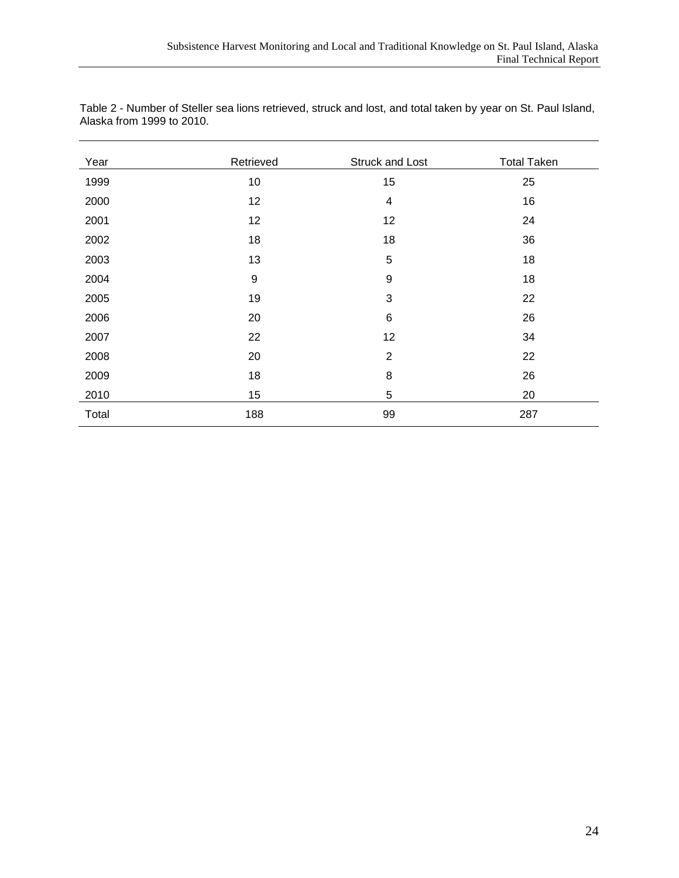Table 2 - Number of Steller sea lions retrieved, struck and lost, and total taken by year on St. Paul Island, Alaska from 1999 to 2010.

| Year | Retrieved | Struck and Lost | Total Taken |
|---|---|---|---|
| 1999 | 10 | 15 | 25 |
| 2000 | 12 | 4 | 16 |
| 2001 | 12 | 12 | 24 |
| 2002 | 18 | 18 | 36 |
| 2003 | 13 | 5 | 18 |
| 2004 | 9 | 9 | 18 |
| 2005 | 19 | 3 | 22 |
| 2006 | 20 | 6 | 26 |
| 2007 | 22 | 12 | 34 |
| 2008 | 20 | 2 | 22 |
| 2009 | 18 | 8 | 26 |
| 2010 | 15 | 5 | 20 |
| Total | 188 | 99 | 287 |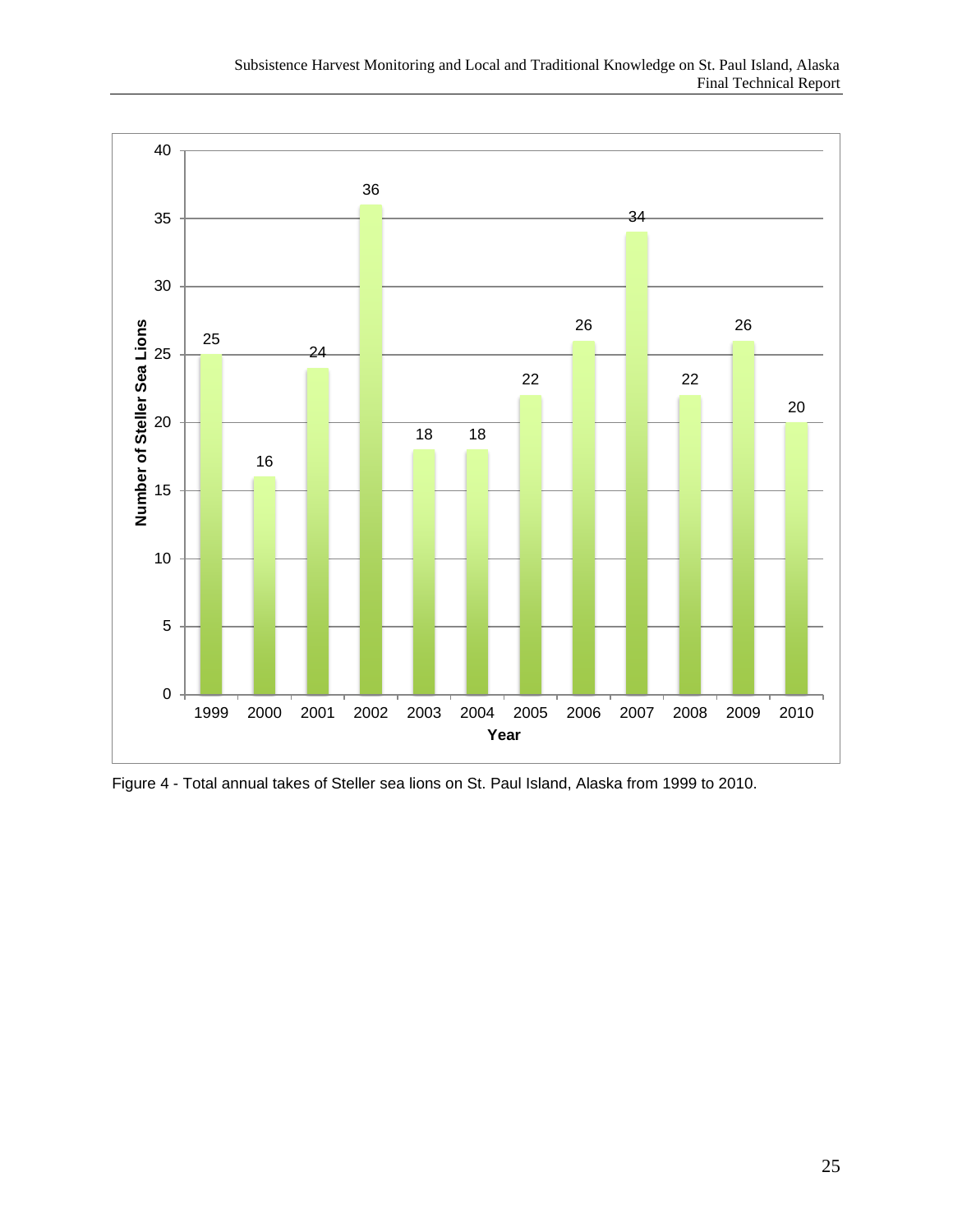Figure 4 - Total annual takes of Steller sea lions on St. Paul Island, Alaska from 1999 to 2010.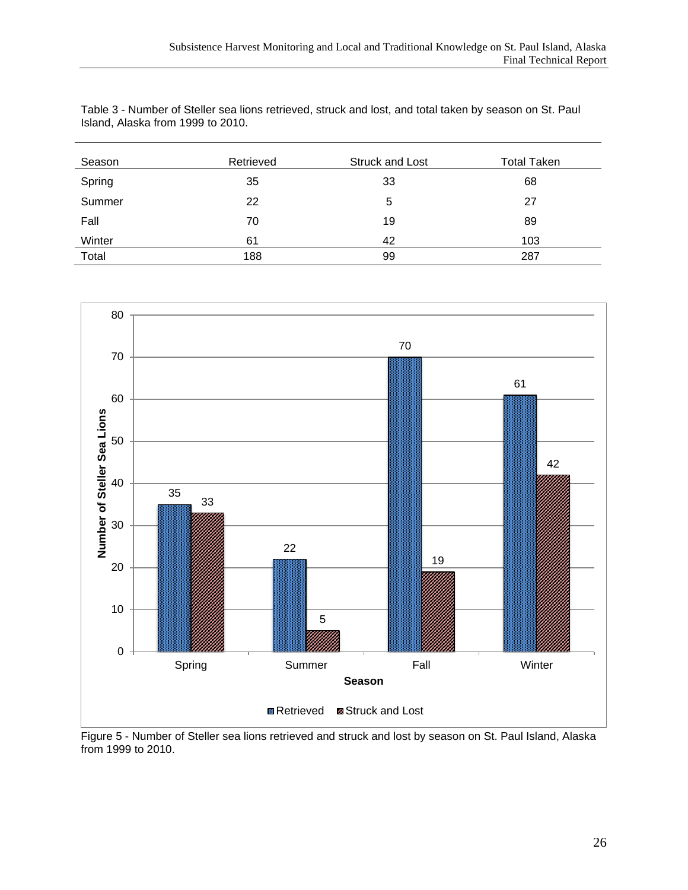Table 3 - Number of Steller sea lions retrieved, struck and lost, and total taken by season on St. Paul Island, Alaska from 1999 to 2010.

| Season | Retrieved | Struck and Lost | Total Taken |
|---|---|---|---|
| Spring | 35 | 33 | 68 |
| Summer | 22 | 5 | 27 |
| Fall | 70 | 19 | 89 |
| Winter | 61 | 42 | 103 |
| Total | 188 | 99 | 287 |

Figure 5 - Number of Steller sea lions retrieved and struck and lost by season on St. Paul Island, Alaska from 1999 to 2010.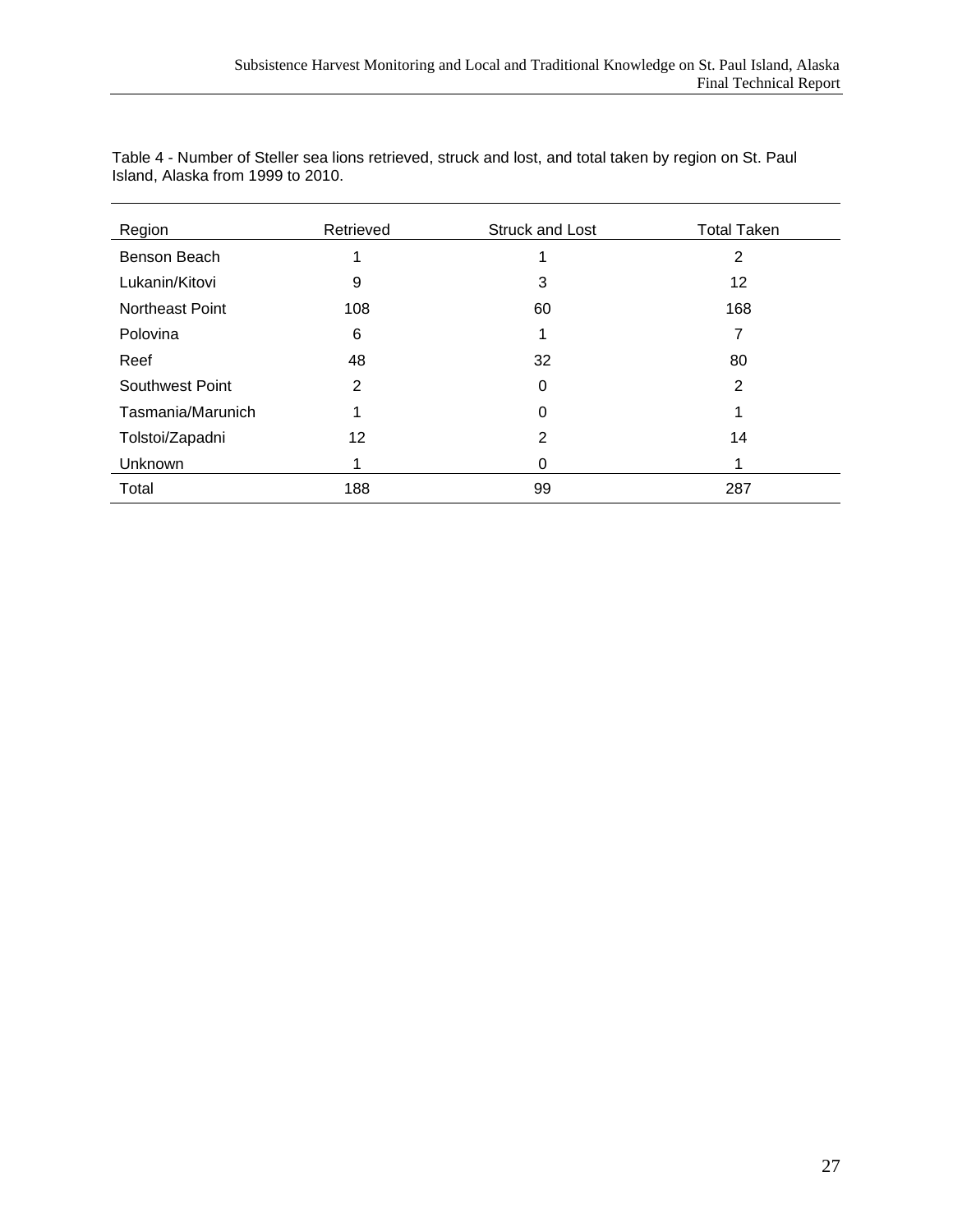Table 4 - Number of Steller sea lions retrieved, struck and lost, and total taken by region on St. Paul Island, Alaska from 1999 to 2010.

| Region | Retrieved | Struck and Lost | Total Taken |
|---|---|---|---|
| Benson Beach | 1 | 1 | 2 |
| Lukanin/Kitovi | 9 | 3 | 12 |
| Northeast Point | 108 | 60 | 168 |
| Polovina | 6 | 1 | 7 |
| Reef | 48 | 32 | 80 |
| Southwest Point | 2 | 0 | 2 |
| Tasmania/Marunich | 1 | 0 | 1 |
| Tolstoi/Zapadni | 12 | 2 | 14 |
| Unknown | 1 | 0 | 1 |
| Total | 188 | 99 | 287 |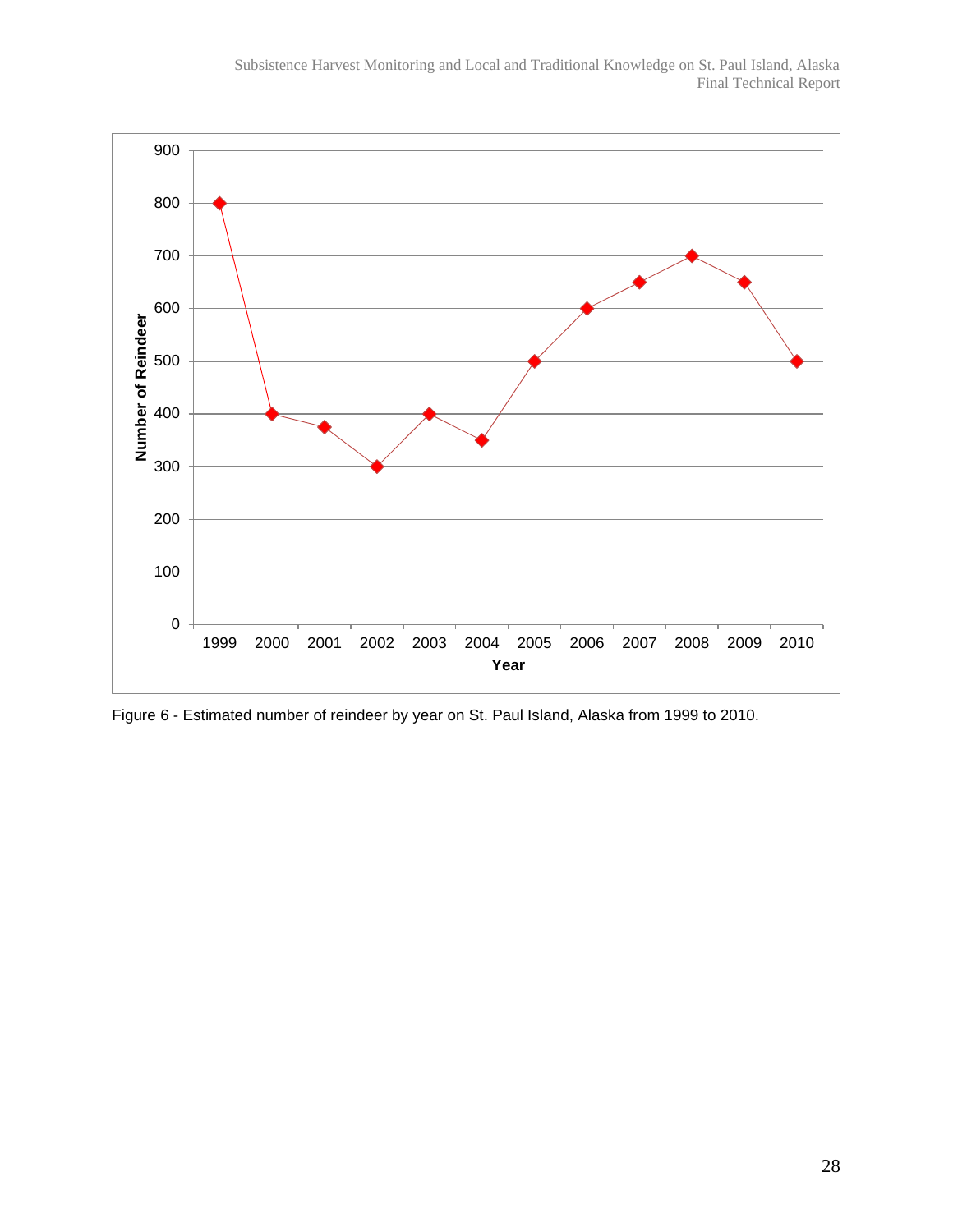Figure 6 - Estimated number of reindeer by year on St. Paul Island, Alaska from 1999 to 2010.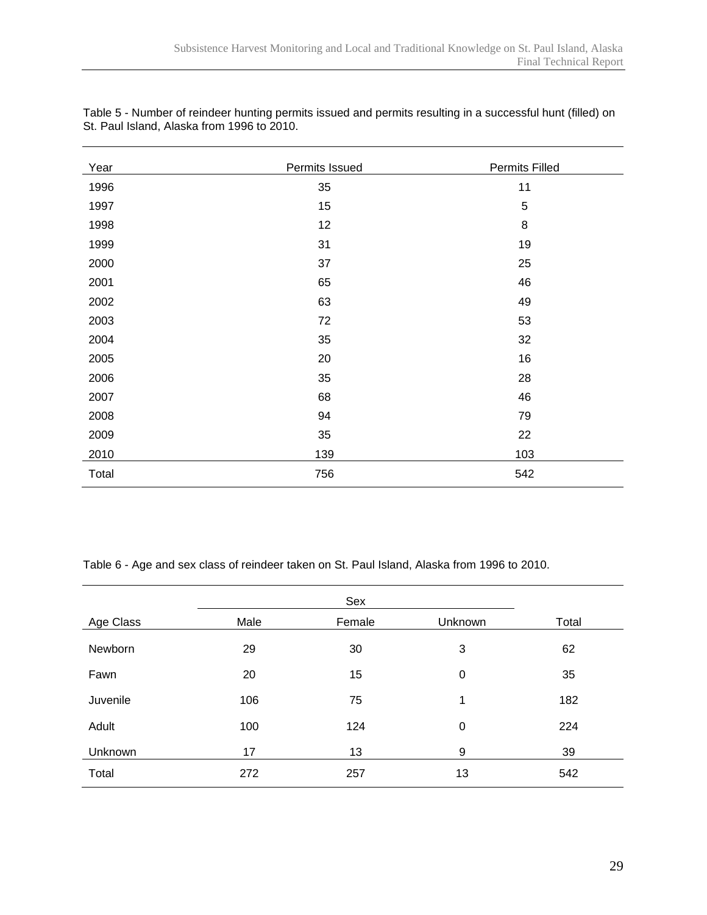Table 5 - Number of reindeer hunting permits issued and permits resulting in a successful hunt (filled) on St. Paul Island, Alaska from 1996 to 2010.

| Year | Permits Issued | Permits Filled |
|---|---|---|
| 1996 | 35 | 11 |
| 1997 | 15 | 5 |
| 1998 | 12 | 8 |
| 1999 | 31 | 19 |
| 2000 | 37 | 25 |
| 2001 | 65 | 46 |
| 2002 | 63 | 49 |
| 2003 | 72 | 53 |
| 2004 | 35 | 32 |
| 2005 | 20 | 16 |
| 2006 | 35 | 28 |
| 2007 | 68 | 46 |
| 2008 | 94 | 79 |
| 2009 | 35 | 22 |
| 2010 | 139 | 103 |
| Total | 756 | 542 |

Table 6 - Age and sex class of reindeer taken on St. Paul Island, Alaska from 1996 to 2010.

| | Sex | | | |
|---|---|---|---|---|
| Age Class | Male | Female | Unknown | Total |
| Newborn | 29 | 30 | 3 | 62 |
| Fawn | 20 | 15 | 0 | 35 |
| Juvenile | 106 | 75 | 1 | 182 |
| Adult | 100 | 124 | 0 | 224 |
| Unknown | 17 | 13 | 9 | 39 |
| Total | 272 | 257 | 13 | 542 |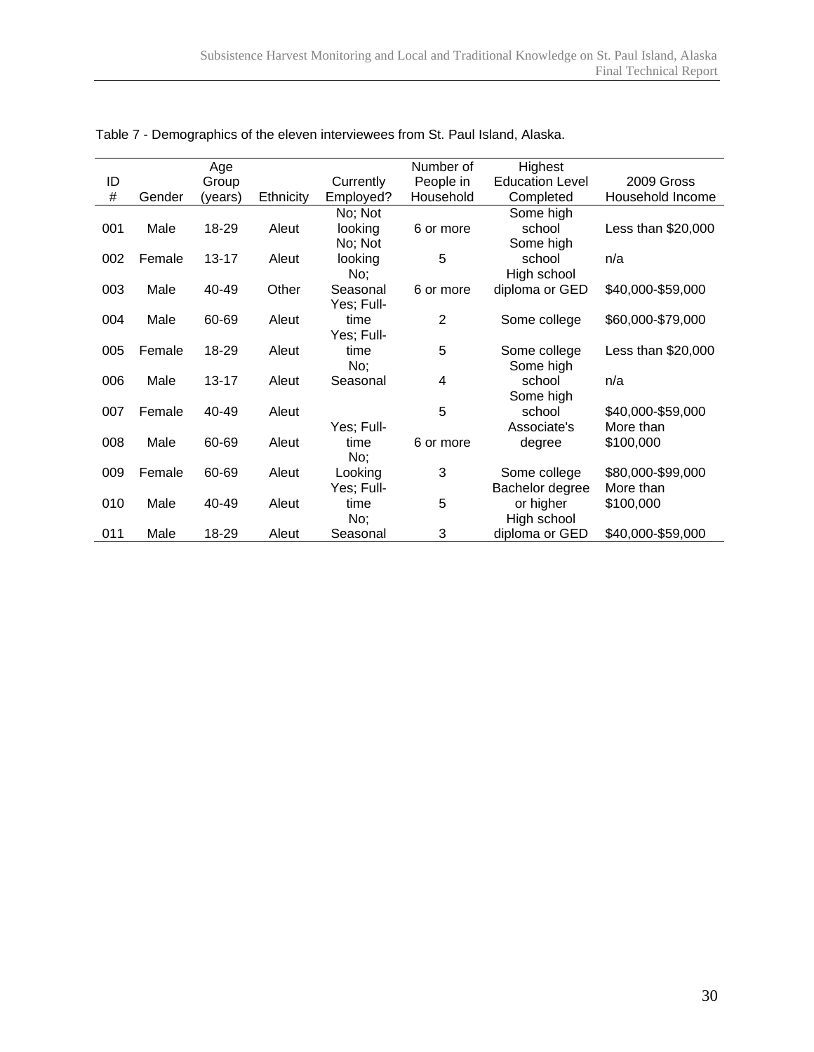Table 7 - Demographics of the eleven interviewees from St. Paul Island, Alaska.

| ID # | Gender | Age Group (years) | Ethnicity | Currently Employed? | Number of People in Household | Highest Education Level Completed | 2009 Gross Household Income |
|---|---|---|---|---|---|---|---|
| 001 | Male | 18-29 | Aleut | No; Not looking | 6 or more | Some high school | Less than $20,000 |
| 002 | Female | 13-17 | Aleut | No; Not looking | 5 | Some high school | n/a |
| 003 | Male | 40-49 | Other | No; Seasonal | 6 or more | High school diploma or GED | $40,000-$59,000 |
| 004 | Male | 60-69 | Aleut | Yes; Full-time | 2 | Some college | $60,000-$79,000 |
| 005 | Female | 18-29 | Aleut | Yes; Full-time | 5 | Some college | Less than $20,000 |
| 006 | Male | 13-17 | Aleut | No; Seasonal | 4 | Some high school | n/a |
| 007 | Female | 40-49 | Aleut | | 5 | Some high school | $40,000-$59,000 |
| 008 | Male | 60-69 | Aleut | Yes; Full-time | 6 or more | Associate's degree | More than $100,000 |
| 009 | Female | 60-69 | Aleut | No; Looking | 3 | Some college | $80,000-$99,000 |
| 010 | Male | 40-49 | Aleut | Yes; Full-time | 5 | Bachelor degree or higher | More than $100,000 |
| 011 | Male | 18-29 | Aleut | No; Seasonal | 3 | High school diploma or GED | $40,000-$59,000 |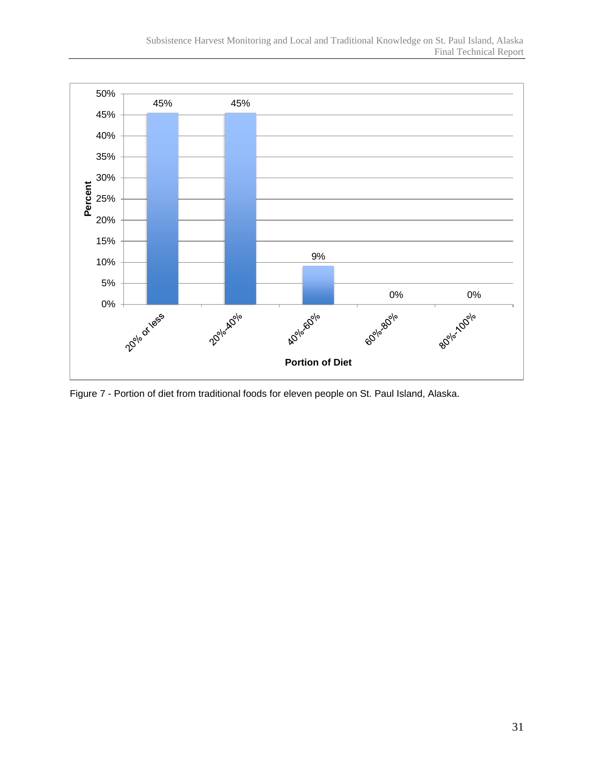Figure 7 - Portion of diet from traditional foods for eleven people on St. Paul Island, Alaska.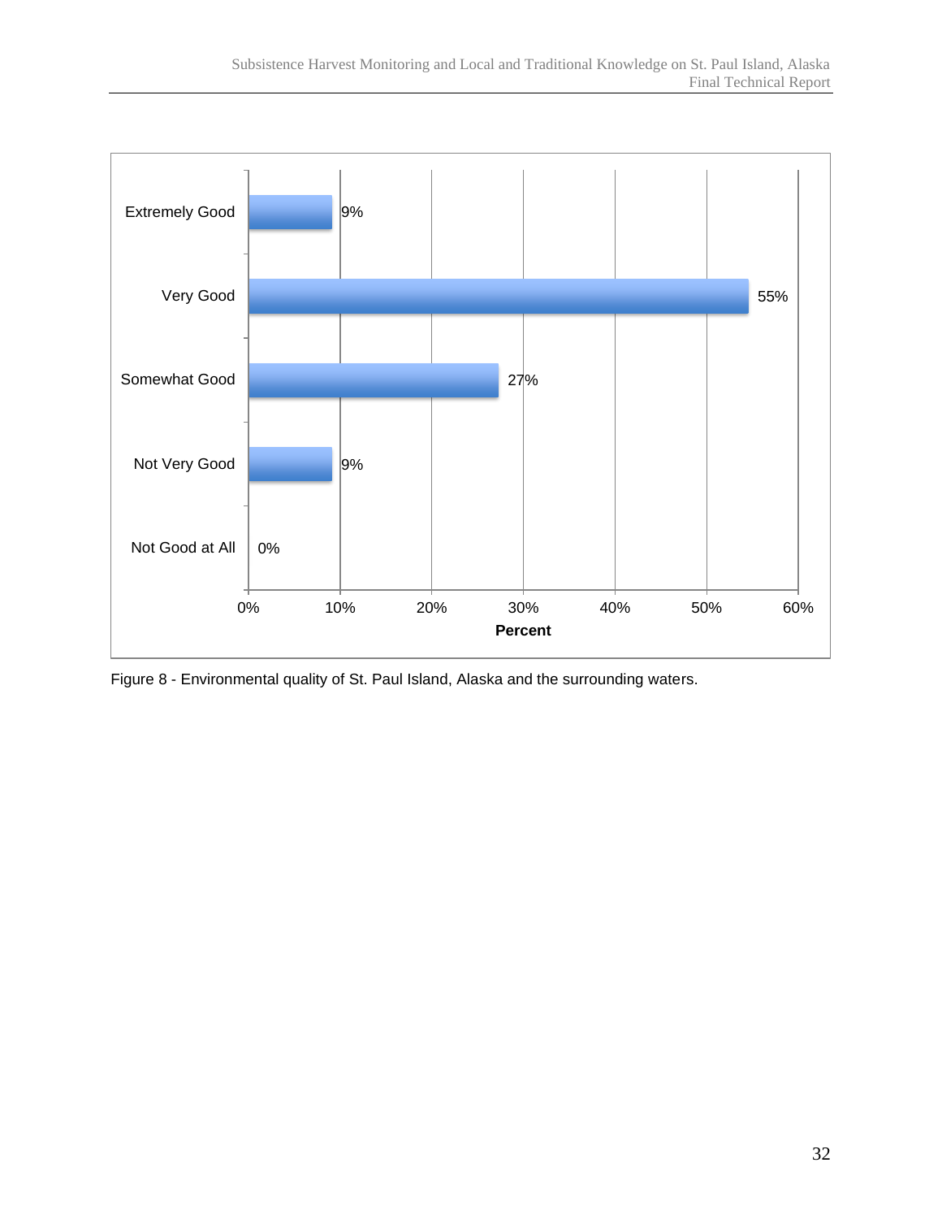| Category | Percent |
|---|---|
| Extremely Good | 9% |
| Very Good | 55% |
| Somewhat Good | 27% |
| Not Very Good | 9% |
| Not Good at All | 0% |

Figure 8 - Environmental quality of St. Paul Island, Alaska and the surrounding waters.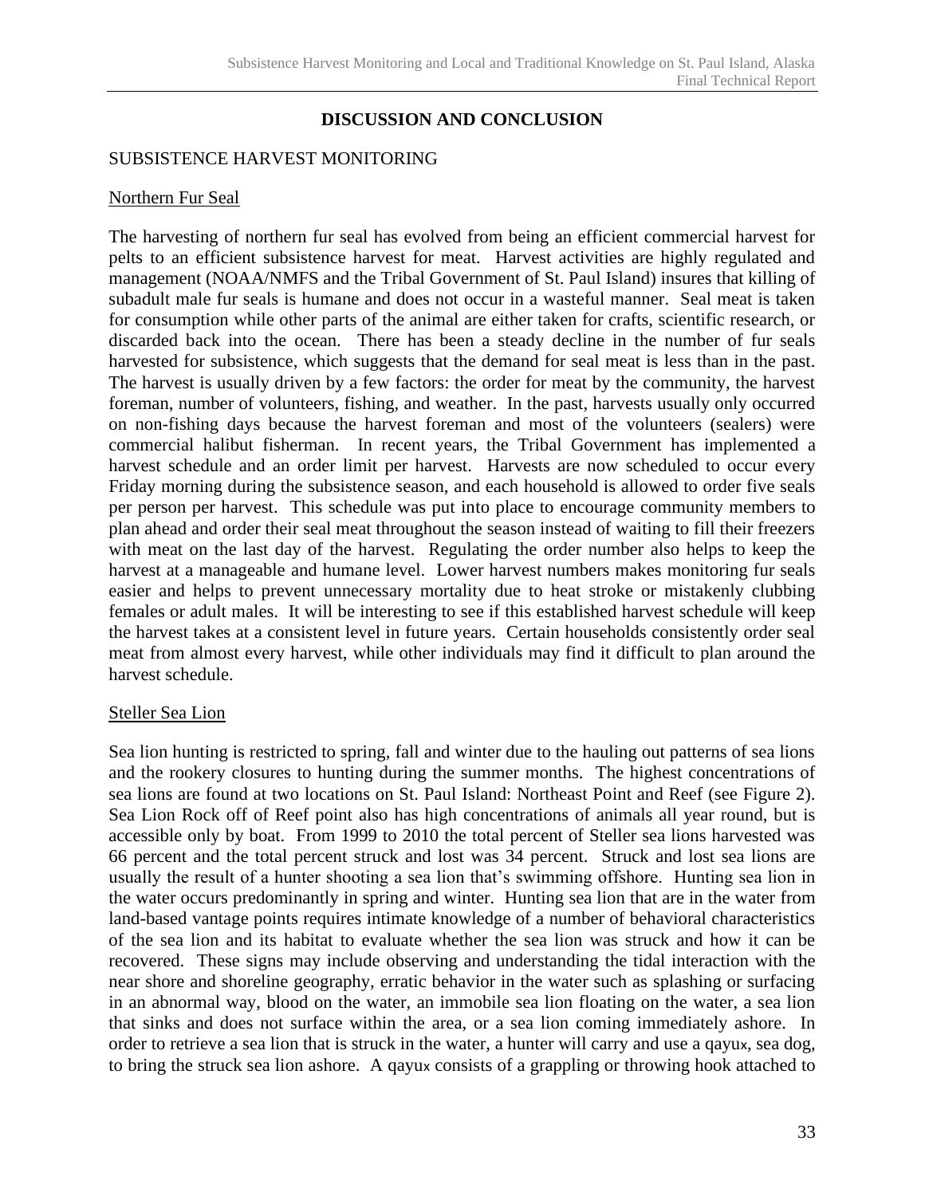# DISCUSSION AND CONCLUSION

## SUBSISTENCE HARVEST MONITORING

### Northern Fur Seal

The harvesting of northern fur seal has evolved from being an efficient commercial harvest for pelts to an efficient subsistence harvest for meat. Harvest activities are highly regulated and management (NOAA/NMFS and the Tribal Government of St. Paul Island) insures that killing of subadult male fur seals is humane and does not occur in a wasteful manner. Seal meat is taken for consumption while other parts of the animal are either taken for crafts, scientific research, or discarded back into the ocean. There has been a steady decline in the number of fur seals harvested for subsistence, which suggests that the demand for seal meat is less than in the past. The harvest is usually driven by a few factors: the order for meat by the community, the harvest foreman, number of volunteers, fishing, and weather. In the past, harvests usually only occurred on non-fishing days because the harvest foreman and most of the volunteers (sealers) were commercial halibut fisherman. In recent years, the Tribal Government has implemented a harvest schedule and an order limit per harvest. Harvests are now scheduled to occur every Friday morning during the subsistence season, and each household is allowed to order five seals per person per harvest. This schedule was put into place to encourage community members to plan ahead and order their seal meat throughout the season instead of waiting to fill their freezers with meat on the last day of the harvest. Regulating the order number also helps to keep the harvest at a manageable and humane level. Lower harvest numbers makes monitoring fur seals easier and helps to prevent unnecessary mortality due to heat stroke or mistakenly clubbing females or adult males. It will be interesting to see if this established harvest schedule will keep the harvest takes at a consistent level in future years. Certain households consistently order seal meat from almost every harvest, while other individuals may find it difficult to plan around the harvest schedule.

### Steller Sea Lion

Sea lion hunting is restricted to spring, fall and winter due to the hauling out patterns of sea lions and the rookery closures to hunting during the summer months. The highest concentrations of sea lions are found at two locations on St. Paul Island: Northeast Point and Reef (see Figure 2). Sea Lion Rock off of Reef point also has high concentrations of animals all year round, but is accessible only by boat. From 1999 to 2010 the total percent of Steller sea lions harvested was 66 percent and the total percent struck and lost was 34 percent. Struck and lost sea lions are usually the result of a hunter shooting a sea lion that's swimming offshore. Hunting sea lion in the water occurs predominantly in spring and winter. Hunting sea lion that are in the water from land-based vantage points requires intimate knowledge of a number of behavioral characteristics of the sea lion and its habitat to evaluate whether the sea lion was struck and how it can be recovered. These signs may include observing and understanding the tidal interaction with the near shore and shoreline geography, erratic behavior in the water such as splashing or surfacing in an abnormal way, blood on the water, an immobile sea lion floating on the water, a sea lion that sinks and does not surface within the area, or a sea lion coming immediately ashore. In order to retrieve a sea lion that is struck in the water, a hunter will carry and use a qayuҳ, sea dog, to bring the struck sea lion ashore. A qayuҳ consists of a grappling or throwing hook attached to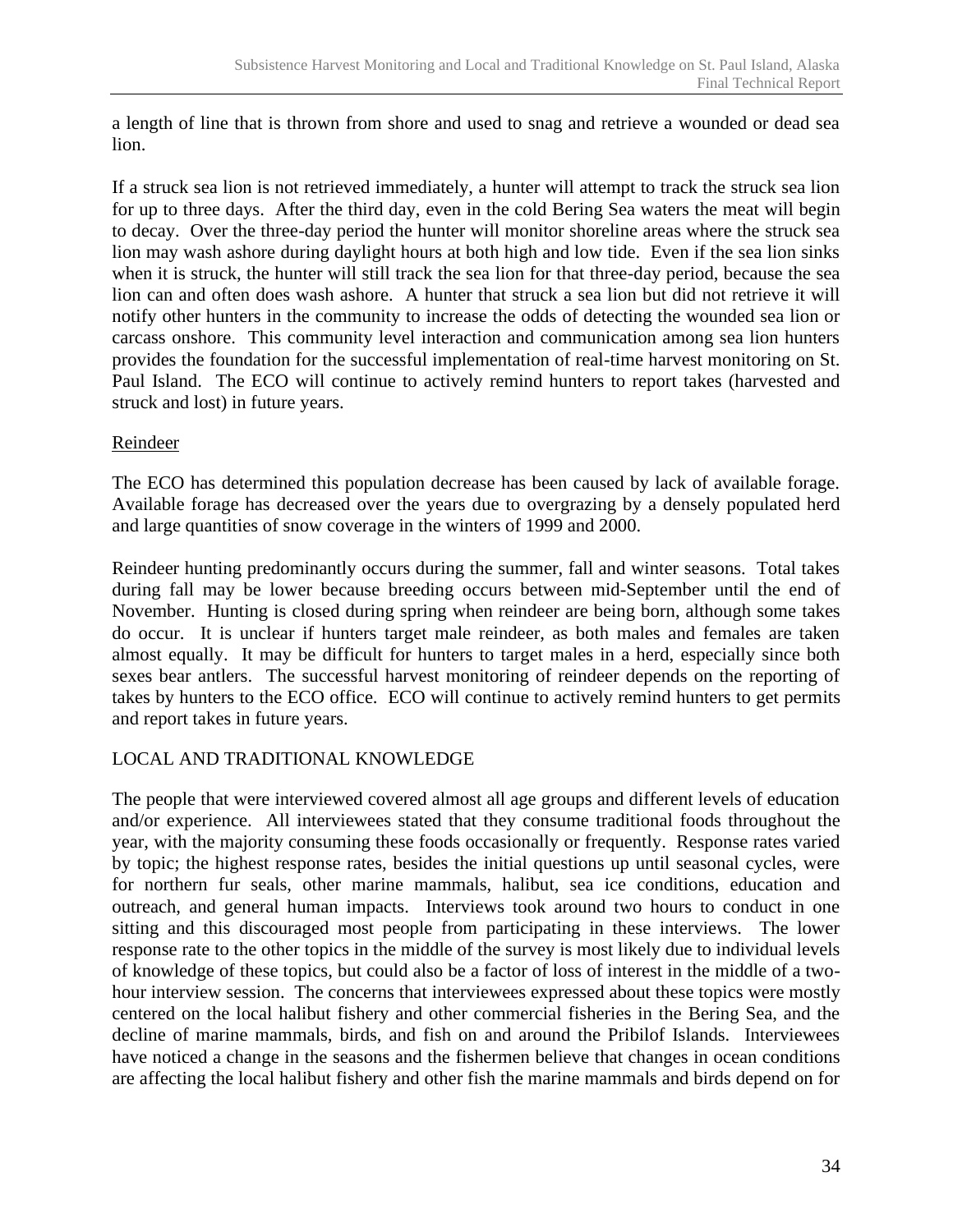a length of line that is thrown from shore and used to snag and retrieve a wounded or dead sea lion.

If a struck sea lion is not retrieved immediately, a hunter will attempt to track the struck sea lion for up to three days. After the third day, even in the cold Bering Sea waters the meat will begin to decay. Over the three-day period the hunter will monitor shoreline areas where the struck sea lion may wash ashore during daylight hours at both high and low tide. Even if the sea lion sinks when it is struck, the hunter will still track the sea lion for that three-day period, because the sea lion can and often does wash ashore. A hunter that struck a sea lion but did not retrieve it will notify other hunters in the community to increase the odds of detecting the wounded sea lion or carcass onshore. This community level interaction and communication among sea lion hunters provides the foundation for the successful implementation of real-time harvest monitoring on St. Paul Island. The ECO will continue to actively remind hunters to report takes (harvested and struck and lost) in future years.

### Reindeer

The ECO has determined this population decrease has been caused by lack of available forage. Available forage has decreased over the years due to overgrazing by a densely populated herd and large quantities of snow coverage in the winters of 1999 and 2000.

Reindeer hunting predominantly occurs during the summer, fall and winter seasons. Total takes during fall may be lower because breeding occurs between mid-September until the end of November. Hunting is closed during spring when reindeer are being born, although some takes do occur. It is unclear if hunters target male reindeer, as both males and females are taken almost equally. It may be difficult for hunters to target males in a herd, especially since both sexes bear antlers. The successful harvest monitoring of reindeer depends on the reporting of takes by hunters to the ECO office. ECO will continue to actively remind hunters to get permits and report takes in future years.

## LOCAL AND TRADITIONAL KNOWLEDGE

The people that were interviewed covered almost all age groups and different levels of education and/or experience. All interviewees stated that they consume traditional foods throughout the year, with the majority consuming these foods occasionally or frequently. Response rates varied by topic; the highest response rates, besides the initial questions up until seasonal cycles, were for northern fur seals, other marine mammals, halibut, sea ice conditions, education and outreach, and general human impacts. Interviews took around two hours to conduct in one sitting and this discouraged most people from participating in these interviews. The lower response rate to the other topics in the middle of the survey is most likely due to individual levels of knowledge of these topics, but could also be a factor of loss of interest in the middle of a two-hour interview session. The concerns that interviewees expressed about these topics were mostly centered on the local halibut fishery and other commercial fisheries in the Bering Sea, and the decline of marine mammals, birds, and fish on and around the Pribilof Islands. Interviewees have noticed a change in the seasons and the fishermen believe that changes in ocean conditions are affecting the local halibut fishery and other fish the marine mammals and birds depend on for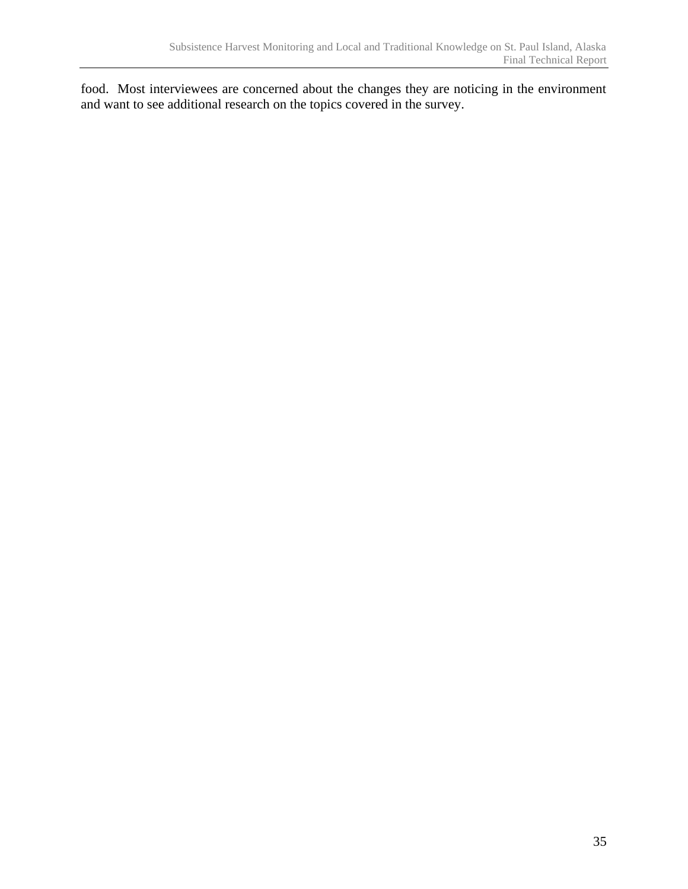food. Most interviewees are concerned about the changes they are noticing in the environment and want to see additional research on the topics covered in the survey.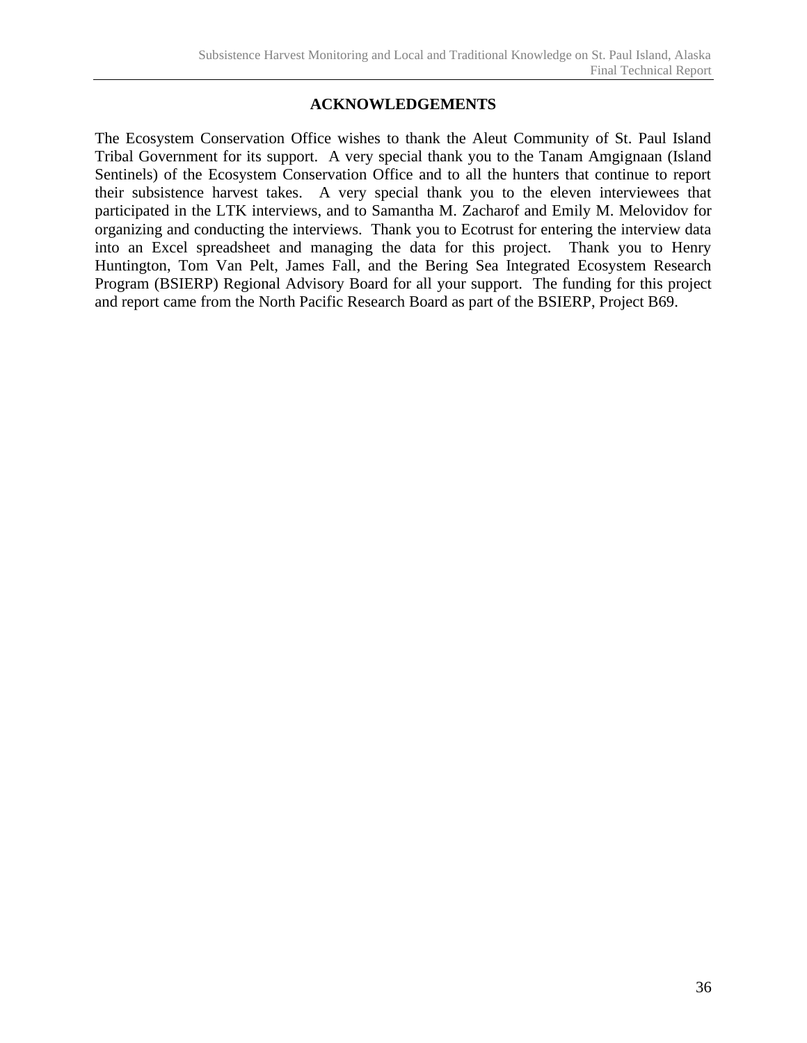## ACKNOWLEDGEMENTS

The Ecosystem Conservation Office wishes to thank the Aleut Community of St. Paul Island Tribal Government for its support. A very special thank you to the Tanam Amgignaan (Island Sentinels) of the Ecosystem Conservation Office and to all the hunters that continue to report their subsistence harvest takes. A very special thank you to the eleven interviewees that participated in the LTK interviews, and to Samantha M. Zacharof and Emily M. Melovidov for organizing and conducting the interviews. Thank you to Ecotrust for entering the interview data into an Excel spreadsheet and managing the data for this project. Thank you to Henry Huntington, Tom Van Pelt, James Fall, and the Bering Sea Integrated Ecosystem Research Program (BSIERP) Regional Advisory Board for all your support. The funding for this project and report came from the North Pacific Research Board as part of the BSIERP, Project B69.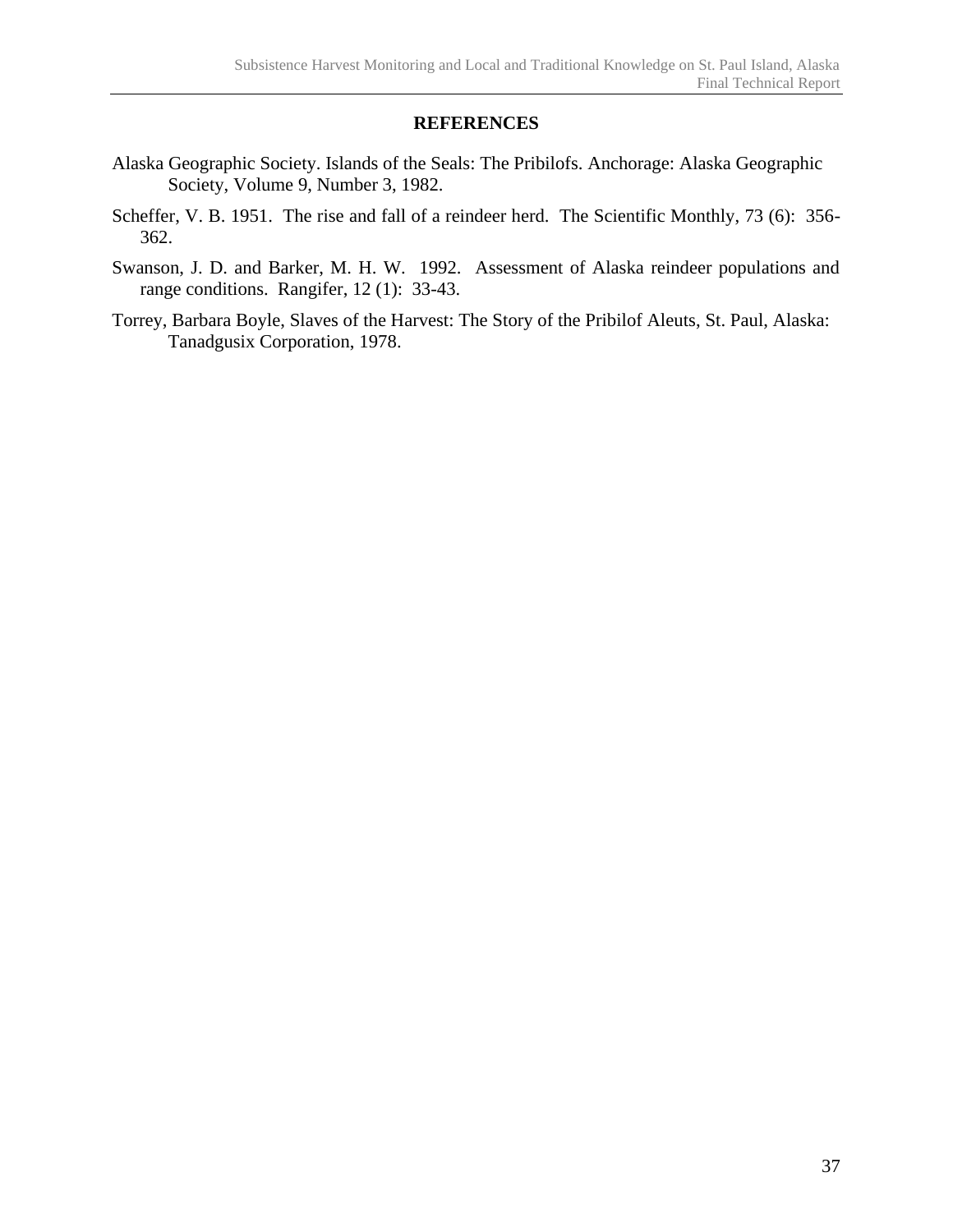## REFERENCES

Alaska Geographic Society. Islands of the Seals: The Pribilofs. Anchorage: Alaska Geographic Society, Volume 9, Number 3, 1982.

Scheffer, V. B. 1951. The rise and fall of a reindeer herd. The Scientific Monthly, 73 (6): 356-362.

Swanson, J. D. and Barker, M. H. W. 1992. Assessment of Alaska reindeer populations and range conditions. Rangifer, 12 (1): 33-43.

Torrey, Barbara Boyle, Slaves of the Harvest: The Story of the Pribilof Aleuts, St. Paul, Alaska: Tanadgusix Corporation, 1978.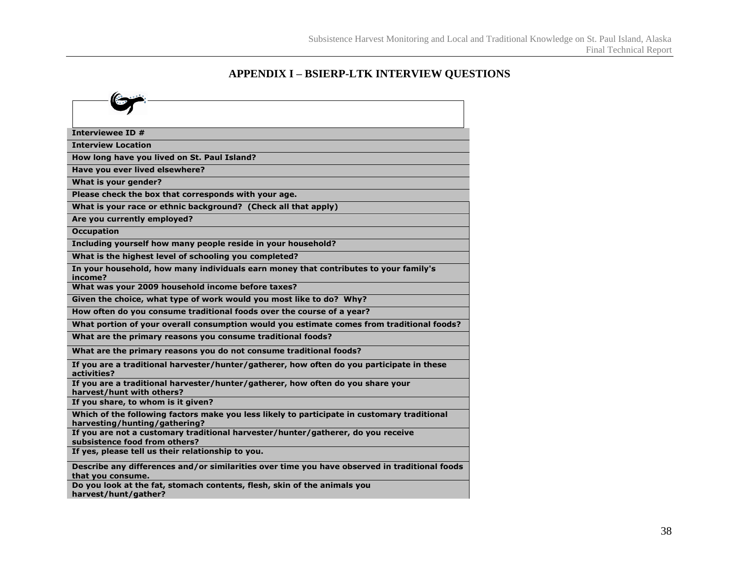# APPENDIX I – BSIERP-LTK INTERVIEW QUESTIONS

| |
|---|
| **Interviewee ID #** |
| **Interview Location** |
| **How long have you lived on St. Paul Island?** |
| **Have you ever lived elsewhere?** |
| **What is your gender?** |
| **Please check the box that corresponds with your age.** |
| **What is your race or ethnic background? (Check all that apply)** |
| **Are you currently employed?** |
| **Occupation** |
| **Including yourself how many people reside in your household?** |
| **What is the highest level of schooling you completed?** |
| **In your household, how many individuals earn money that contributes to your family's income?** |
| **What was your 2009 household income before taxes?** |
| **Given the choice, what type of work would you most like to do? Why?** |
| **How often do you consume traditional foods over the course of a year?** |
| **What portion of your overall consumption would you estimate comes from traditional foods?** |
| **What are the primary reasons you consume traditional foods?** |
| **What are the primary reasons you do not consume traditional foods?** |
| **If you are a traditional harvester/hunter/gatherer, how often do you participate in these activities?** |
| **If you are a traditional harvester/hunter/gatherer, how often do you share your harvest/hunt with others?** |
| **If you share, to whom is it given?** |
| **Which of the following factors make you less likely to participate in customary traditional harvesting/hunting/gathering?** |
| **If you are not a customary traditional harvester/hunter/gatherer, do you receive subsistence food from others?** |
| **If yes, please tell us their relationship to you.** |
| **Describe any differences and/or similarities over time you have observed in traditional foods that you consume.** |
| **Do you look at the fat, stomach contents, flesh, skin of the animals you harvest/hunt/gather?** |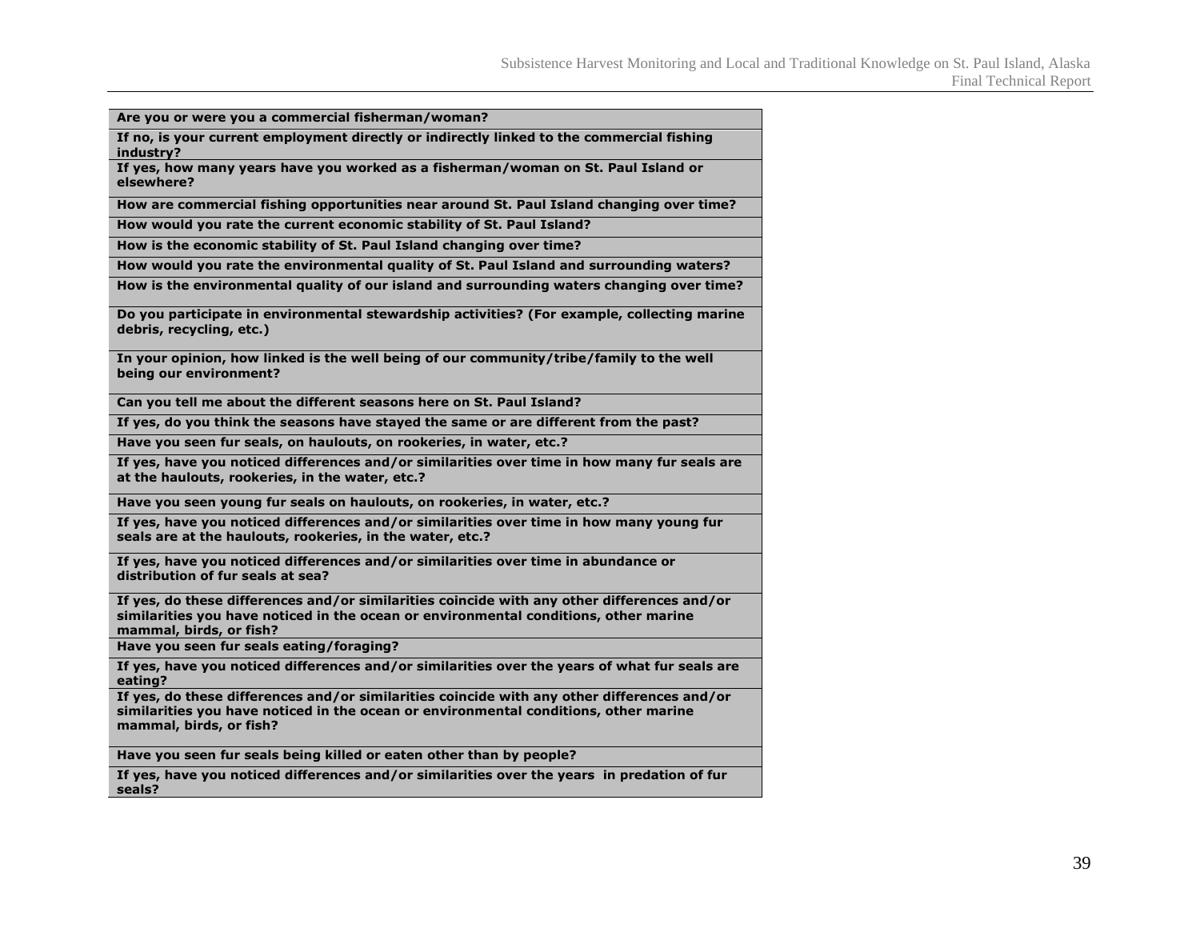| **Are you or were you a commercial fisherman/woman?** |
|---|
| **If no, is your current employment directly or indirectly linked to the commercial fishing industry?** |
| **If yes, how many years have you worked as a fisherman/woman on St. Paul Island or elsewhere?** |
| **How are commercial fishing opportunities near around St. Paul Island changing over time?** |
| **How would you rate the current economic stability of St. Paul Island?** |
| **How is the economic stability of St. Paul Island changing over time?** |
| **How would you rate the environmental quality of St. Paul Island and surrounding waters?** |
| **How is the environmental quality of our island and surrounding waters changing over time?** |
| **Do you participate in environmental stewardship activities? (For example, collecting marine debris, recycling, etc.)** |
| **In your opinion, how linked is the well being of our community/tribe/family to the well being our environment?** |
| **Can you tell me about the different seasons here on St. Paul Island?** |
| **If yes, do you think the seasons have stayed the same or are different from the past?** |
| **Have you seen fur seals, on haulouts, on rookeries, in water, etc.?** |
| **If yes, have you noticed differences and/or similarities over time in how many fur seals are at the haulouts, rookeries, in the water, etc.?** |
| **Have you seen young fur seals on haulouts, on rookeries, in water, etc.?** |
| **If yes, have you noticed differences and/or similarities over time in how many young fur seals are at the haulouts, rookeries, in the water, etc.?** |
| **If yes, have you noticed differences and/or similarities over time in abundance or distribution of fur seals at sea?** |
| **If yes, do these differences and/or similarities coincide with any other differences and/or similarities you have noticed in the ocean or environmental conditions, other marine mammal, birds, or fish?** |
| **Have you seen fur seals eating/foraging?** |
| **If yes, have you noticed differences and/or similarities over the years of what fur seals are eating?** |
| **If yes, do these differences and/or similarities coincide with any other differences and/or similarities you have noticed in the ocean or environmental conditions, other marine mammal, birds, or fish?** |
| **Have you seen fur seals being killed or eaten other than by people?** |
| **If yes, have you noticed differences and/or similarities over the years in predation of fur seals?** |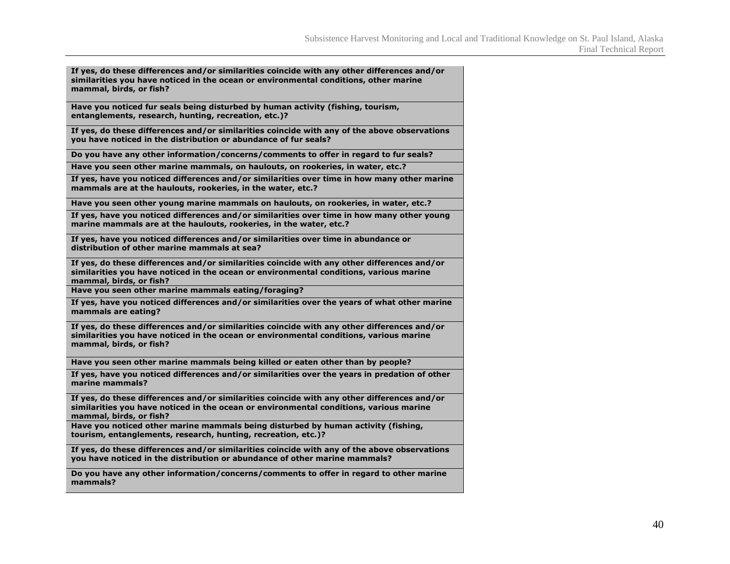| |
|---|
| **If yes, do these differences and/or similarities coincide with any other differences and/or similarities you have noticed in the ocean or environmental conditions, other marine mammal, birds, or fish?** |
| **Have you noticed fur seals being disturbed by human activity (fishing, tourism, entanglements, research, hunting, recreation, etc.)?** |
| **If yes, do these differences and/or similarities coincide with any of the above observations you have noticed in the distribution or abundance of fur seals?** |
| **Do you have any other information/concerns/comments to offer in regard to fur seals?** |
| **Have you seen other marine mammals, on haulouts, on rookeries, in water, etc.?** |
| **If yes, have you noticed differences and/or similarities over time in how many other marine mammals are at the haulouts, rookeries, in the water, etc.?** |
| **Have you seen other young marine mammals on haulouts, on rookeries, in water, etc.?** |
| **If yes, have you noticed differences and/or similarities over time in how many other young marine mammals are at the haulouts, rookeries, in the water, etc.?** |
| **If yes, have you noticed differences and/or similarities over time in abundance or distribution of other marine mammals at sea?** |
| **If yes, do these differences and/or similarities coincide with any other differences and/or similarities you have noticed in the ocean or environmental conditions, various marine mammal, birds, or fish?** |
| **Have you seen other marine mammals eating/foraging?** |
| **If yes, have you noticed differences and/or similarities over the years of what other marine mammals are eating?** |
| **If yes, do these differences and/or similarities coincide with any other differences and/or similarities you have noticed in the ocean or environmental conditions, various marine mammal, birds, or fish?** |
| **Have you seen other marine mammals being killed or eaten other than by people?** |
| **If yes, have you noticed differences and/or similarities over the years in predation of other marine mammals?** |
| **If yes, do these differences and/or similarities coincide with any other differences and/or similarities you have noticed in the ocean or environmental conditions, various marine mammal, birds, or fish?** |
| **Have you noticed other marine mammals being disturbed by human activity (fishing, tourism, entanglements, research, hunting, recreation, etc.)?** |
| **If yes, do these differences and/or similarities coincide with any of the above observations you have noticed in the distribution or abundance of other marine mammals?** |
| **Do you have any other information/concerns/comments to offer in regard to other marine mammals?** |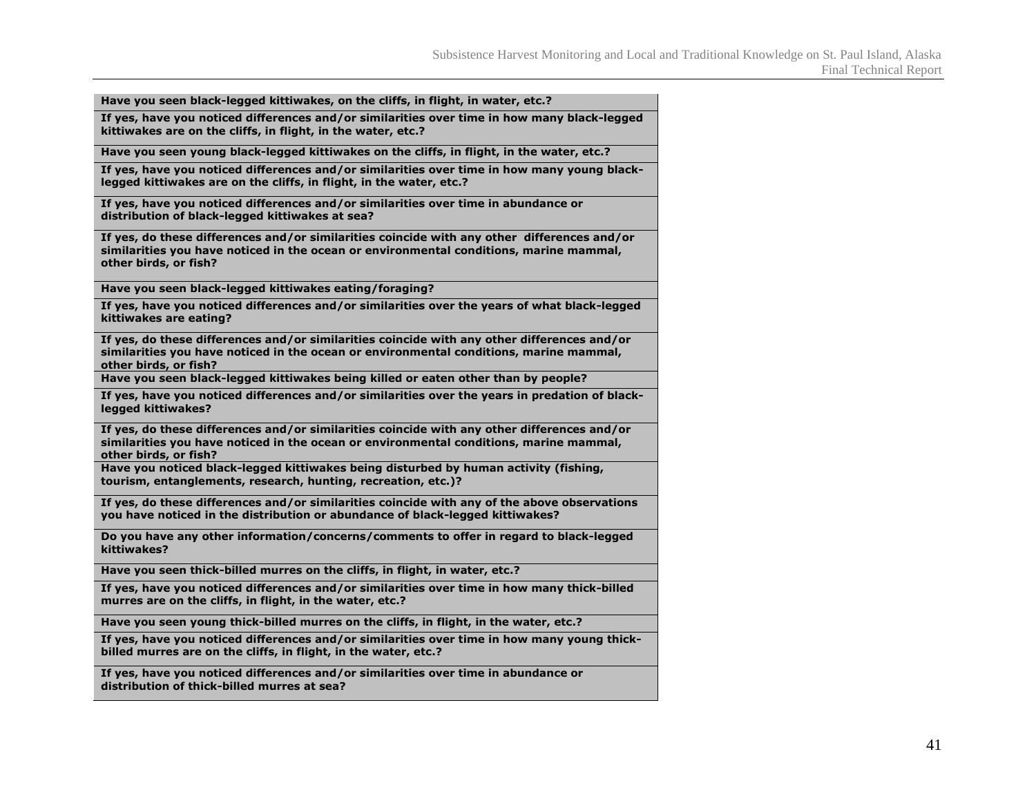| **Have you seen black-legged kittiwakes, on the cliffs, in flight, in water, etc.?** |
|---|
| **If yes, have you noticed differences and/or similarities over time in how many black-legged kittiwakes are on the cliffs, in flight, in the water, etc.?** |
| **Have you seen young black-legged kittiwakes on the cliffs, in flight, in the water, etc.?** |
| **If yes, have you noticed differences and/or similarities over time in how many young black-legged kittiwakes are on the cliffs, in flight, in the water, etc.?** |
| **If yes, have you noticed differences and/or similarities over time in abundance or distribution of black-legged kittiwakes at sea?** |
| **If yes, do these differences and/or similarities coincide with any other differences and/or similarities you have noticed in the ocean or environmental conditions, marine mammal, other birds, or fish?** |
| **Have you seen black-legged kittiwakes eating/foraging?** |
| **If yes, have you noticed differences and/or similarities over the years of what black-legged kittiwakes are eating?** |
| **If yes, do these differences and/or similarities coincide with any other differences and/or similarities you have noticed in the ocean or environmental conditions, marine mammal, other birds, or fish?** |
| **Have you seen black-legged kittiwakes being killed or eaten other than by people?** |
| **If yes, have you noticed differences and/or similarities over the years in predation of black-legged kittiwakes?** |
| **If yes, do these differences and/or similarities coincide with any other differences and/or similarities you have noticed in the ocean or environmental conditions, marine mammal, other birds, or fish?** |
| **Have you noticed black-legged kittiwakes being disturbed by human activity (fishing, tourism, entanglements, research, hunting, recreation, etc.)?** |
| **If yes, do these differences and/or similarities coincide with any of the above observations you have noticed in the distribution or abundance of black-legged kittiwakes?** |
| **Do you have any other information/concerns/comments to offer in regard to black-legged kittiwakes?** |
| **Have you seen thick-billed murres on the cliffs, in flight, in water, etc.?** |
| **If yes, have you noticed differences and/or similarities over time in how many thick-billed murres are on the cliffs, in flight, in the water, etc.?** |
| **Have you seen young thick-billed murres on the cliffs, in flight, in the water, etc.?** |
| **If yes, have you noticed differences and/or similarities over time in how many young thick-billed murres are on the cliffs, in flight, in the water, etc.?** |
| **If yes, have you noticed differences and/or similarities over time in abundance or distribution of thick-billed murres at sea?** |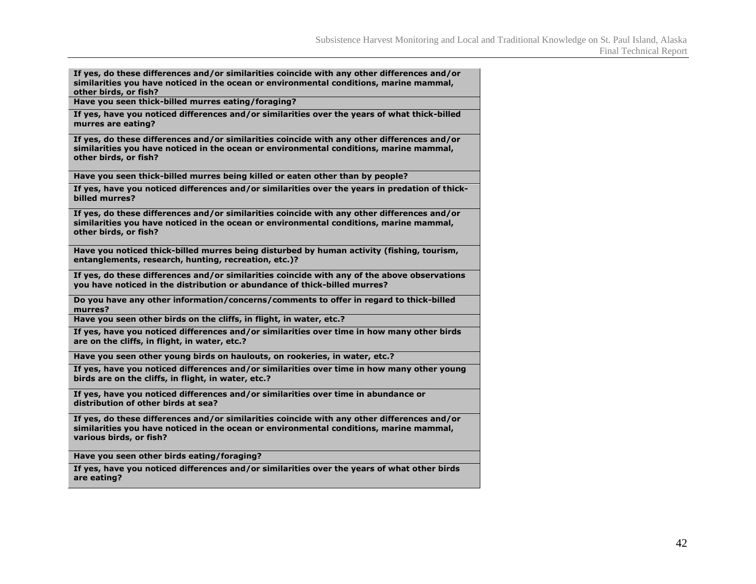| **If yes, do these differences and/or similarities coincide with any other differences and/or similarities you have noticed in the ocean or environmental conditions, marine mammal, other birds, or fish?** |
|---|
| **Have you seen thick-billed murres eating/foraging?** |
| **If yes, have you noticed differences and/or similarities over the years of what thick-billed murres are eating?** |
| **If yes, do these differences and/or similarities coincide with any other differences and/or similarities you have noticed in the ocean or environmental conditions, marine mammal, other birds, or fish?** |
| **Have you seen thick-billed murres being killed or eaten other than by people?** |
| **If yes, have you noticed differences and/or similarities over the years in predation of thick-billed murres?** |
| **If yes, do these differences and/or similarities coincide with any other differences and/or similarities you have noticed in the ocean or environmental conditions, marine mammal, other birds, or fish?** |
| **Have you noticed thick-billed murres being disturbed by human activity (fishing, tourism, entanglements, research, hunting, recreation, etc.)?** |
| **If yes, do these differences and/or similarities coincide with any of the above observations you have noticed in the distribution or abundance of thick-billed murres?** |
| **Do you have any other information/concerns/comments to offer in regard to thick-billed murres?** |
| **Have you seen other birds on the cliffs, in flight, in water, etc.?** |
| **If yes, have you noticed differences and/or similarities over time in how many other birds are on the cliffs, in flight, in water, etc.?** |
| **Have you seen other young birds on haulouts, on rookeries, in water, etc.?** |
| **If yes, have you noticed differences and/or similarities over time in how many other young birds are on the cliffs, in flight, in water, etc.?** |
| **If yes, have you noticed differences and/or similarities over time in abundance or distribution of other birds at sea?** |
| **If yes, do these differences and/or similarities coincide with any other differences and/or similarities you have noticed in the ocean or environmental conditions, marine mammal, various birds, or fish?** |
| **Have you seen other birds eating/foraging?** |
| **If yes, have you noticed differences and/or similarities over the years of what other birds are eating?** |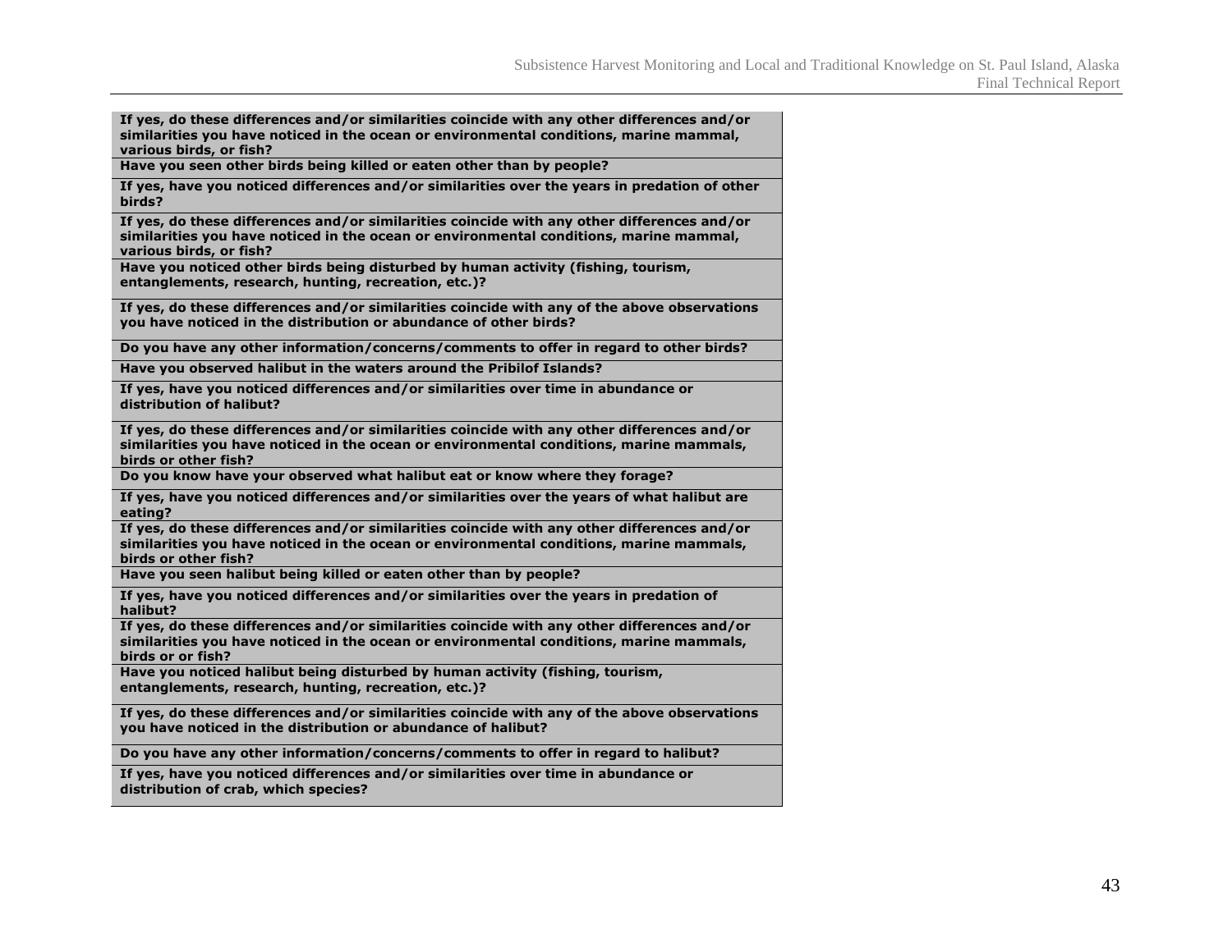| |
|---|
| **If yes, do these differences and/or similarities coincide with any other differences and/or similarities you have noticed in the ocean or environmental conditions, marine mammal, various birds, or fish?** |
| **Have you seen other birds being killed or eaten other than by people?** |
| **If yes, have you noticed differences and/or similarities over the years in predation of other birds?** |
| **If yes, do these differences and/or similarities coincide with any other differences and/or similarities you have noticed in the ocean or environmental conditions, marine mammal, various birds, or fish?** |
| **Have you noticed other birds being disturbed by human activity (fishing, tourism, entanglements, research, hunting, recreation, etc.)?** |
| **If yes, do these differences and/or similarities coincide with any of the above observations you have noticed in the distribution or abundance of other birds?** |
| **Do you have any other information/concerns/comments to offer in regard to other birds?** |
| **Have you observed halibut in the waters around the Pribilof Islands?** |
| **If yes, have you noticed differences and/or similarities over time in abundance or distribution of halibut?** |
| **If yes, do these differences and/or similarities coincide with any other differences and/or similarities you have noticed in the ocean or environmental conditions, marine mammals, birds or other fish?** |
| **Do you know have your observed what halibut eat or know where they forage?** |
| **If yes, have you noticed differences and/or similarities over the years of what halibut are eating?** |
| **If yes, do these differences and/or similarities coincide with any other differences and/or similarities you have noticed in the ocean or environmental conditions, marine mammals, birds or other fish?** |
| **Have you seen halibut being killed or eaten other than by people?** |
| **If yes, have you noticed differences and/or similarities over the years in predation of halibut?** |
| **If yes, do these differences and/or similarities coincide with any other differences and/or similarities you have noticed in the ocean or environmental conditions, marine mammals, birds or or fish?** |
| **Have you noticed halibut being disturbed by human activity (fishing, tourism, entanglements, research, hunting, recreation, etc.)?** |
| **If yes, do these differences and/or similarities coincide with any of the above observations you have noticed in the distribution or abundance of halibut?** |
| **Do you have any other information/concerns/comments to offer in regard to halibut?** |
| **If yes, have you noticed differences and/or similarities over time in abundance or distribution of crab, which species?** |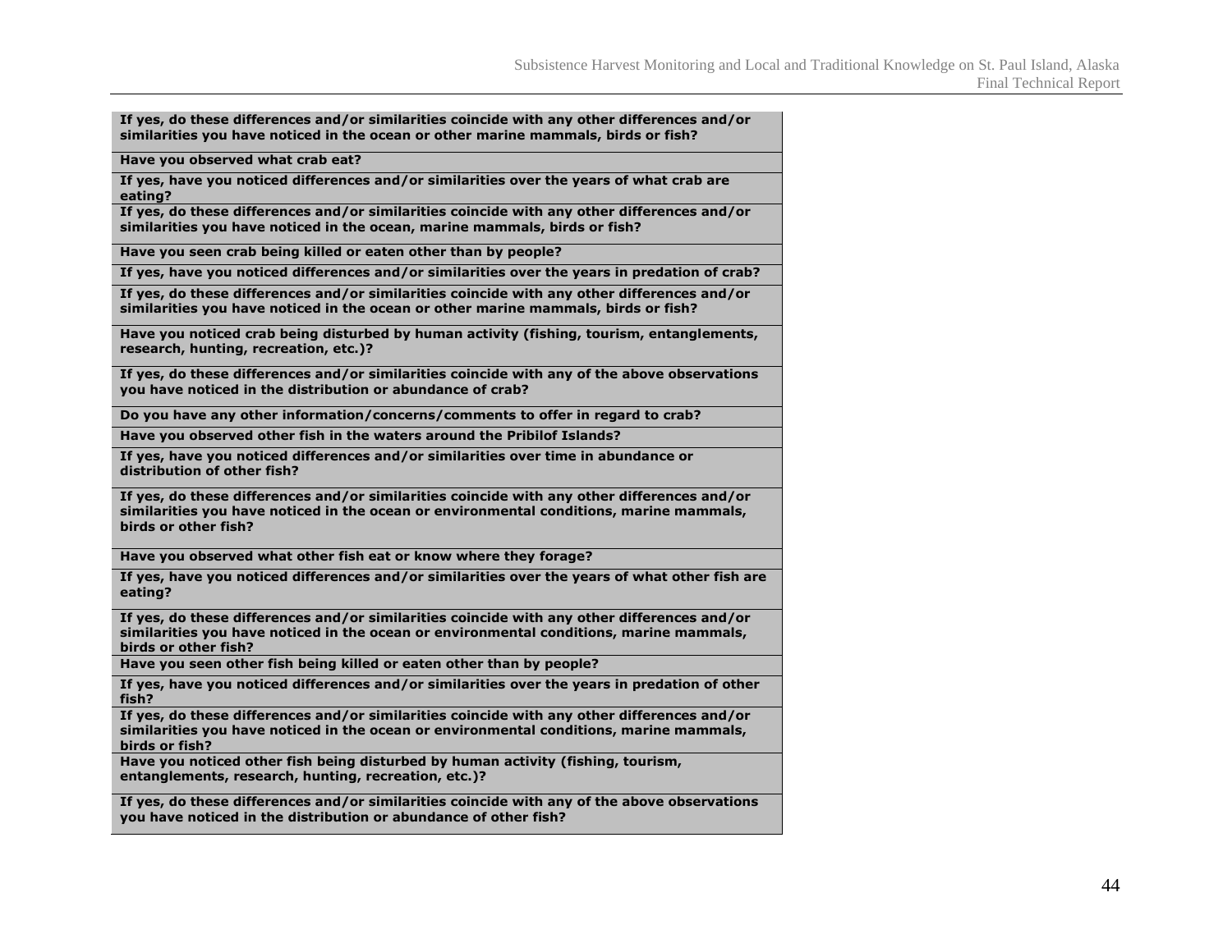| If yes, do these differences and/or similarities coincide with any other differences and/or similarities you have noticed in the ocean or other marine mammals, birds or fish? |
| --- |
| **Have you observed what crab eat?** |
| **If yes, have you noticed differences and/or similarities over the years of what crab are eating?** |
| **If yes, do these differences and/or similarities coincide with any other differences and/or similarities you have noticed in the ocean, marine mammals, birds or fish?** |
| **Have you seen crab being killed or eaten other than by people?** |
| **If yes, have you noticed differences and/or similarities over the years in predation of crab?** |
| **If yes, do these differences and/or similarities coincide with any other differences and/or similarities you have noticed in the ocean or other marine mammals, birds or fish?** |
| **Have you noticed crab being disturbed by human activity (fishing, tourism, entanglements, research, hunting, recreation, etc.)?** |
| **If yes, do these differences and/or similarities coincide with any of the above observations you have noticed in the distribution or abundance of crab?** |
| **Do you have any other information/concerns/comments to offer in regard to crab?** |
| **Have you observed other fish in the waters around the Pribilof Islands?** |
| **If yes, have you noticed differences and/or similarities over time in abundance or distribution of other fish?** |
| **If yes, do these differences and/or similarities coincide with any other differences and/or similarities you have noticed in the ocean or environmental conditions, marine mammals, birds or other fish?** |
| **Have you observed what other fish eat or know where they forage?** |
| **If yes, have you noticed differences and/or similarities over the years of what other fish are eating?** |
| **If yes, do these differences and/or similarities coincide with any other differences and/or similarities you have noticed in the ocean or environmental conditions, marine mammals, birds or other fish?** |
| **Have you seen other fish being killed or eaten other than by people?** |
| **If yes, have you noticed differences and/or similarities over the years in predation of other fish?** |
| **If yes, do these differences and/or similarities coincide with any other differences and/or similarities you have noticed in the ocean or environmental conditions, marine mammals, birds or fish?** |
| **Have you noticed other fish being disturbed by human activity (fishing, tourism, entanglements, research, hunting, recreation, etc.)?** |
| **If yes, do these differences and/or similarities coincide with any of the above observations you have noticed in the distribution or abundance of other fish?** |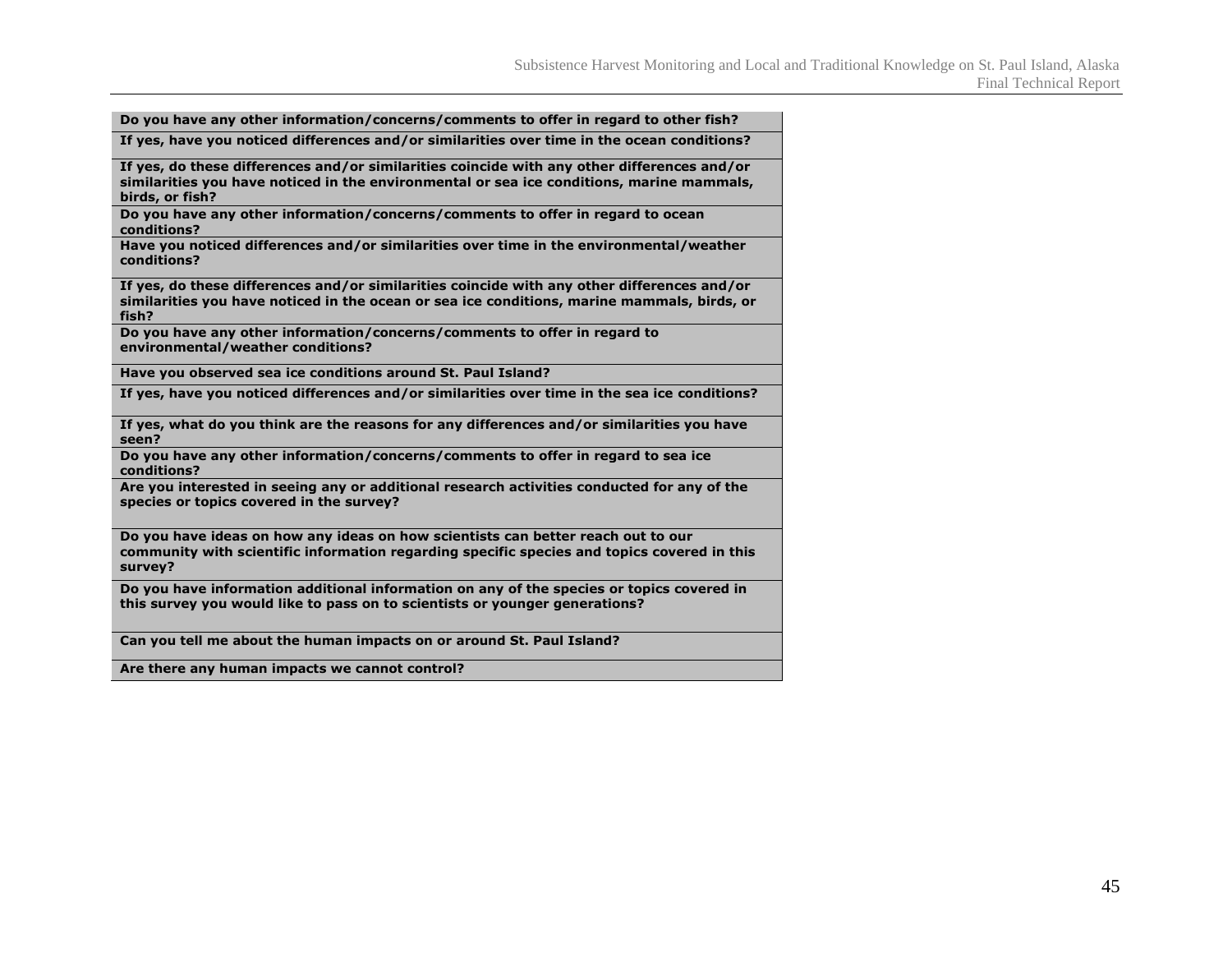| |
|---|
| **Do you have any other information/concerns/comments to offer in regard to other fish?** |
| **If yes, have you noticed differences and/or similarities over time in the ocean conditions?** |
| **If yes, do these differences and/or similarities coincide with any other differences and/or similarities you have noticed in the environmental or sea ice conditions, marine mammals, birds, or fish?** |
| **Do you have any other information/concerns/comments to offer in regard to ocean conditions?** |
| **Have you noticed differences and/or similarities over time in the environmental/weather conditions?** |
| **If yes, do these differences and/or similarities coincide with any other differences and/or similarities you have noticed in the ocean or sea ice conditions, marine mammals, birds, or fish?** |
| **Do you have any other information/concerns/comments to offer in regard to environmental/weather conditions?** |
| **Have you observed sea ice conditions around St. Paul Island?** |
| **If yes, have you noticed differences and/or similarities over time in the sea ice conditions?** |
| **If yes, what do you think are the reasons for any differences and/or similarities you have seen?** |
| **Do you have any other information/concerns/comments to offer in regard to sea ice conditions?** |
| **Are you interested in seeing any or additional research activities conducted for any of the species or topics covered in the survey?** |
| **Do you have ideas on how any ideas on how scientists can better reach out to our community with scientific information regarding specific species and topics covered in this survey?** |
| **Do you have information additional information on any of the species or topics covered in this survey you would like to pass on to scientists or younger generations?** |
| **Can you tell me about the human impacts on or around St. Paul Island?** |
| **Are there any human impacts we cannot control?** |